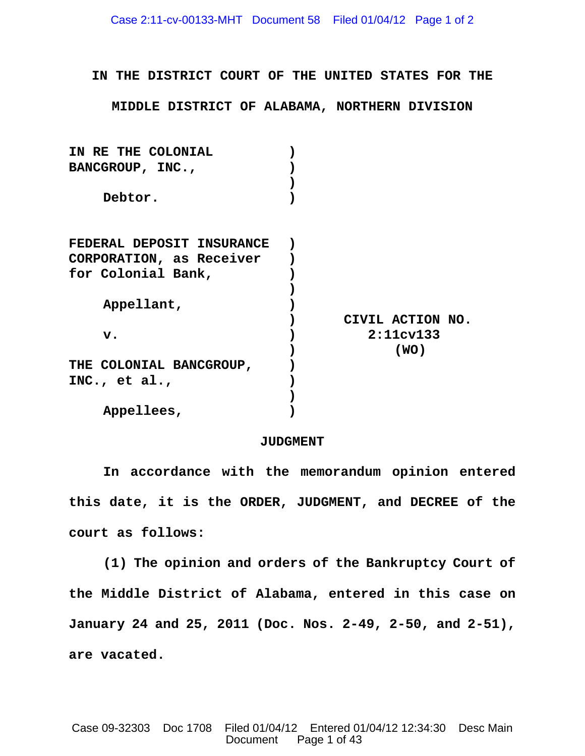IN THE DISTRICT COURT OF THE UNITED STATES FOR THE

MIDDLE DISTRICT OF ALABAMA, NORTHERN DIVISION

IN RE THE COLONIAL BANCGROUP, INC.,

Debtor.

FEDERAL DEPOSIT INSURANCE CORPORATION, as Receiver for Colonial Bank,

Appellant,

v.

THE COLONIAL BANCGROUP, INC., et al.,

Appellees,

CIVIL ACTION NO. 2:11cv133 (WO)

## JUDGMENT

In accordance with the memorandum opinion entered this date, it is the **ORDER, JUDGMENT,** and **DECREE** of the court as follows:

(1) The opinion and orders of the Bankruptcy Court of the Middle District of Alabama, entered in this case on January 24 and 25, 2011 (Doc. Nos. 2-49, 2-50, and 2-51), are vacated.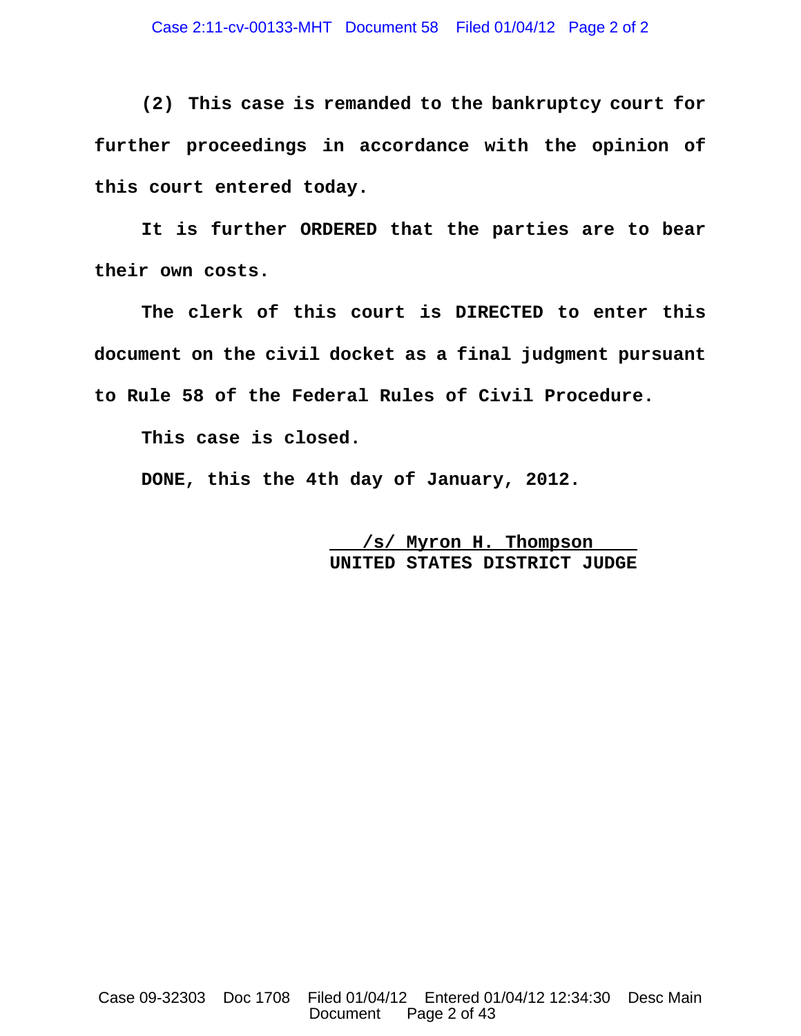**(2) This case is remanded to the bankruptcy court for further proceedings in accordance with the opinion of this court entered today.**

**It is further ORDERED that the parties are to bear their own costs.**

**The clerk of this court is DIRECTED to enter this document on the civil docket as a final judgment pursuant to Rule 58 of the Federal Rules of Civil Procedure.**

**This case is closed.**

**DONE, this the 4th day of January, 2012.**

**/s/ Myron H. Thompson**
**UNITED STATES DISTRICT JUDGE**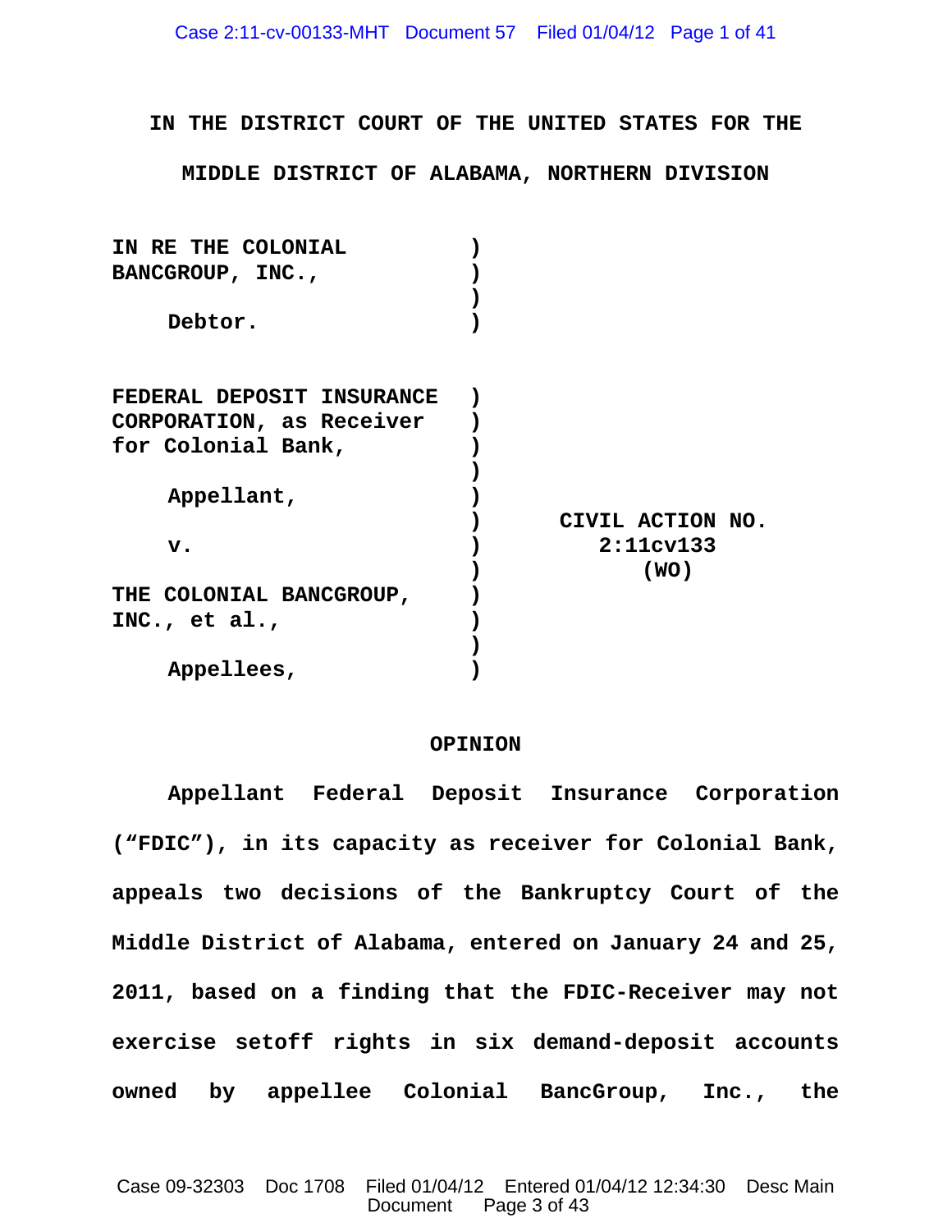IN THE DISTRICT COURT OF THE UNITED STATES FOR THE

MIDDLE DISTRICT OF ALABAMA, NORTHERN DIVISION

| | | |
|---|---|---|
| IN RE THE COLONIAL BANCGROUP, INC., | ) | |
| Debtor. | ) | |
| | | |
| FEDERAL DEPOSIT INSURANCE CORPORATION, as Receiver for Colonial Bank, | ) | |
| Appellant, | ) | CIVIL ACTION NO. 2:11cv133 (WO) |
| v. | ) | |
| THE COLONIAL BANCGROUP, INC., et al., | ) | |
| Appellees, | ) | |

## OPINION

Appellant Federal Deposit Insurance Corporation ("FDIC"), in its capacity as receiver for Colonial Bank, appeals two decisions of the Bankruptcy Court of the Middle District of Alabama, entered on January 24 and 25, 2011, based on a finding that the FDIC-Receiver may not exercise setoff rights in six demand-deposit accounts owned by appellee Colonial BancGroup, Inc., the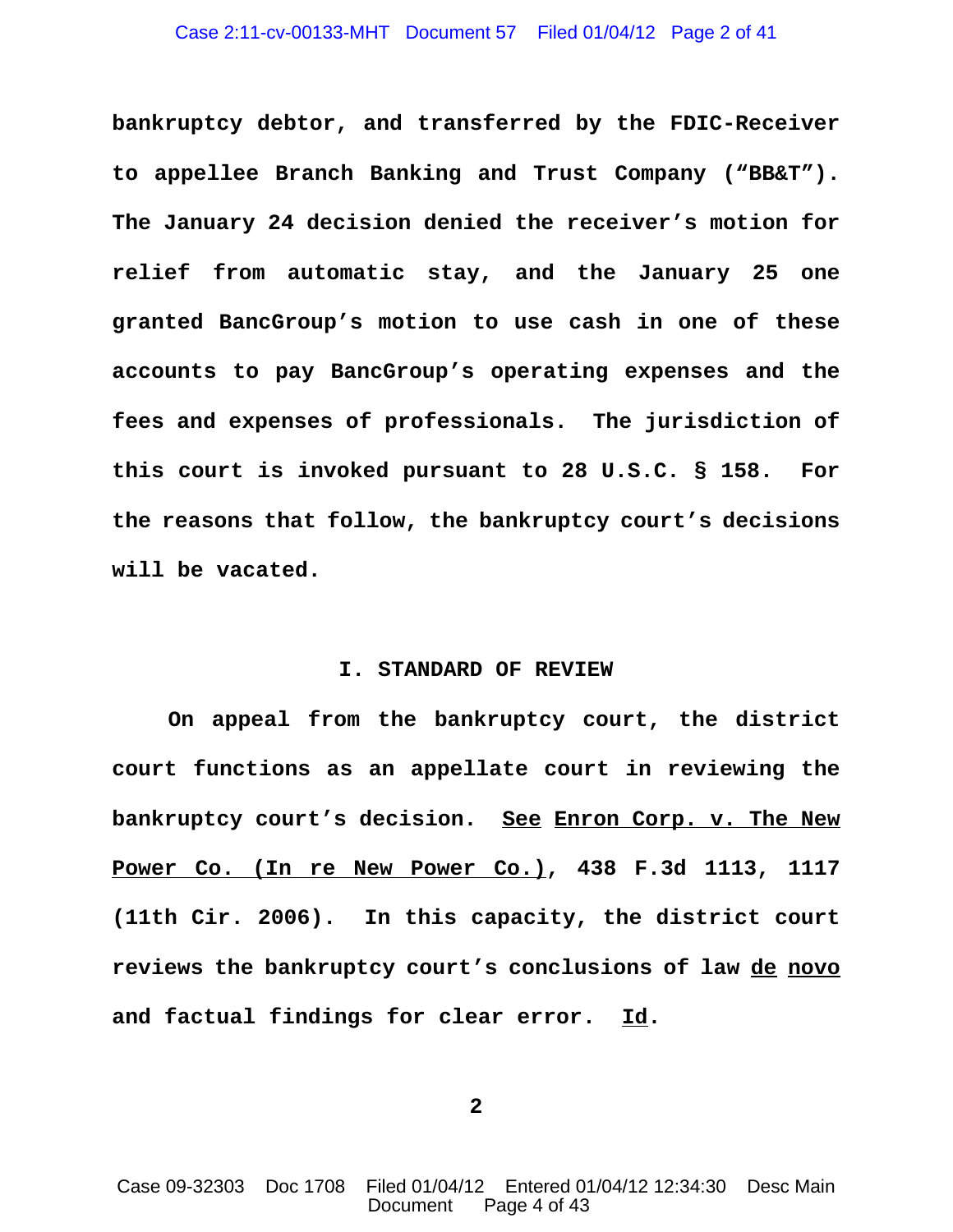bankruptcy debtor, and transferred by the FDIC-Receiver to appellee Branch Banking and Trust Company ("BB&T"). The January 24 decision denied the receiver's motion for relief from automatic stay, and the January 25 one granted BancGroup's motion to use cash in one of these accounts to pay BancGroup's operating expenses and the fees and expenses of professionals. The jurisdiction of this court is invoked pursuant to 28 U.S.C. § 158. For the reasons that follow, the bankruptcy court's decisions will be vacated.

## I. STANDARD OF REVIEW

On appeal from the bankruptcy court, the district court functions as an appellate court in reviewing the bankruptcy court's decision. See Enron Corp. v. The New Power Co. (In re New Power Co.), 438 F.3d 1113, 1117 (11th Cir. 2006). In this capacity, the district court reviews the bankruptcy court's conclusions of law de novo and factual findings for clear error. Id.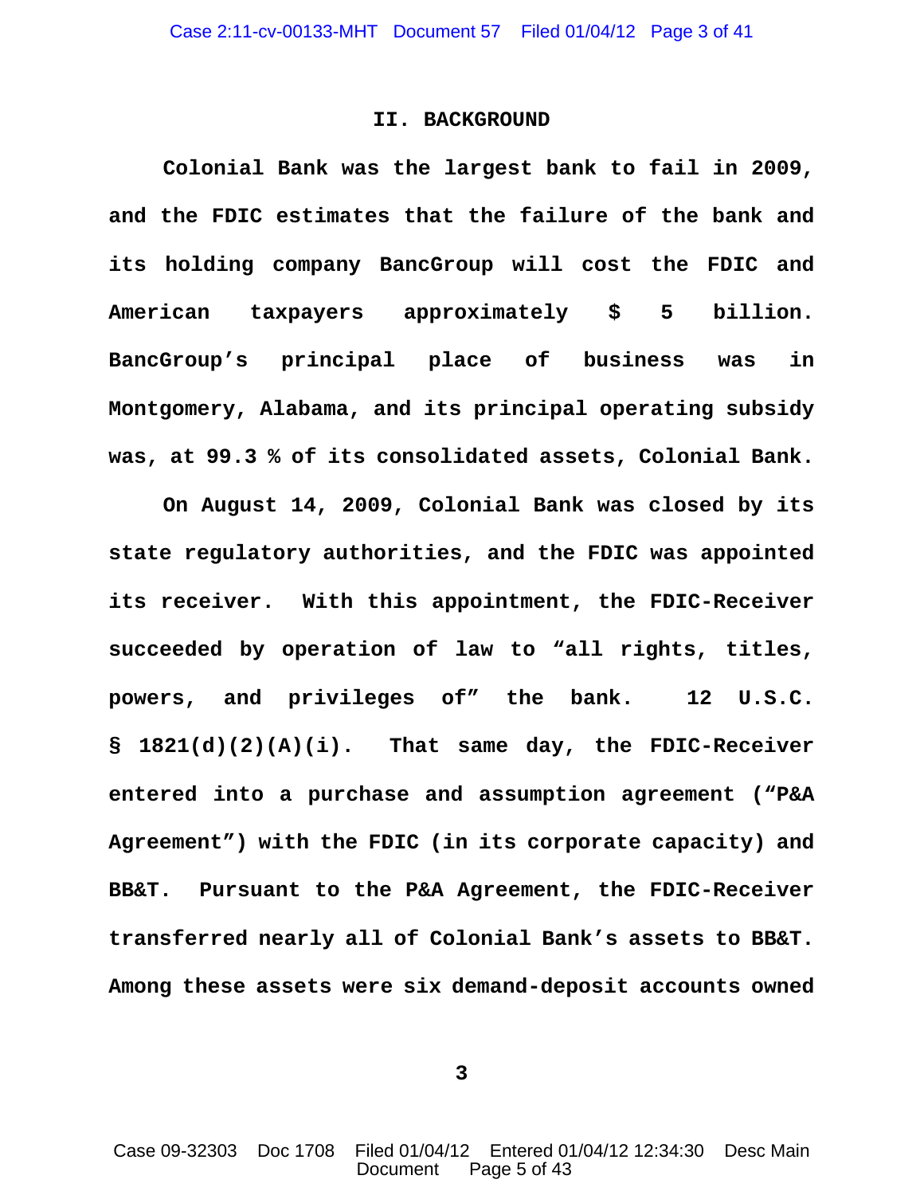## II. BACKGROUND

Colonial Bank was the largest bank to fail in 2009, and the FDIC estimates that the failure of the bank and its holding company BancGroup will cost the FDIC and American taxpayers approximately $ 5 billion. BancGroup's principal place of business was in Montgomery, Alabama, and its principal operating subsidy was, at 99.3 % of its consolidated assets, Colonial Bank.

On August 14, 2009, Colonial Bank was closed by its state regulatory authorities, and the FDIC was appointed its receiver. With this appointment, the FDIC-Receiver succeeded by operation of law to "all rights, titles, powers, and privileges of" the bank. 12 U.S.C. § 1821(d)(2)(A)(i). That same day, the FDIC-Receiver entered into a purchase and assumption agreement ("P&A Agreement") with the FDIC (in its corporate capacity) and BB&T. Pursuant to the P&A Agreement, the FDIC-Receiver transferred nearly all of Colonial Bank's assets to BB&T. Among these assets were six demand-deposit accounts owned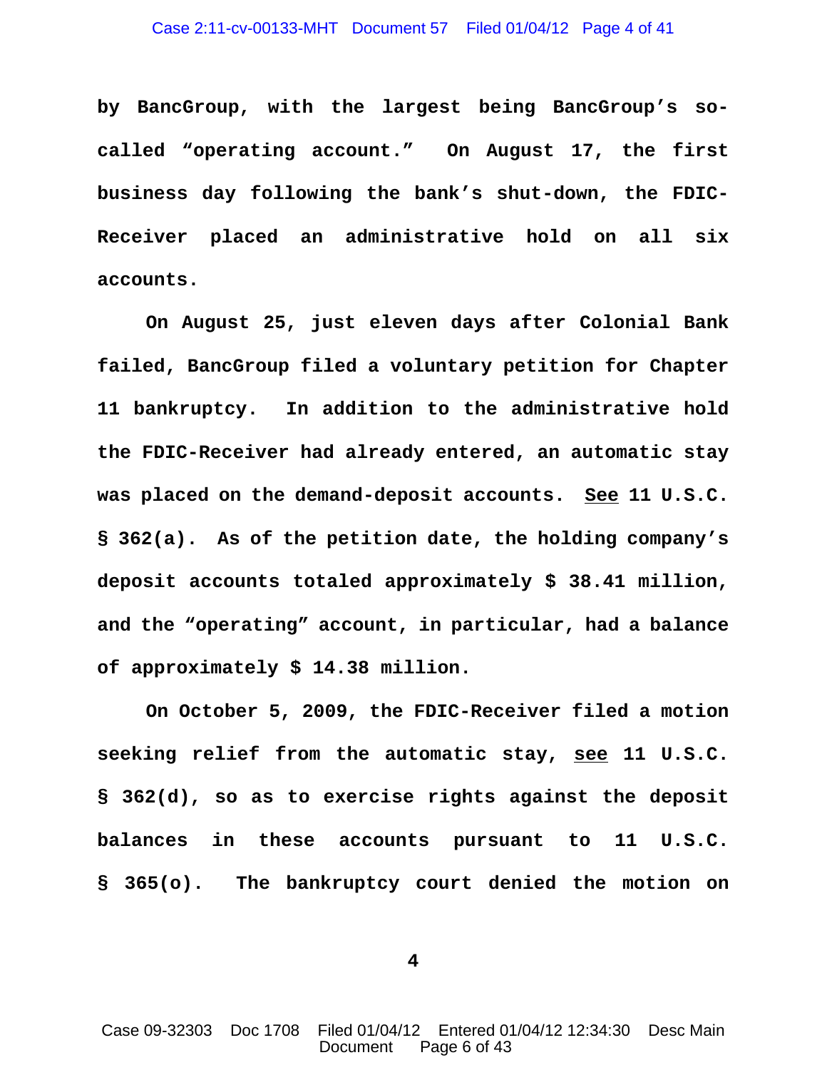by BancGroup, with the largest being BancGroup's so-called "operating account." On August 17, the first business day following the bank's shut-down, the FDIC-Receiver placed an administrative hold on all six accounts.

On August 25, just eleven days after Colonial Bank failed, BancGroup filed a voluntary petition for Chapter 11 bankruptcy. In addition to the administrative hold the FDIC-Receiver had already entered, an automatic stay was placed on the demand-deposit accounts. See 11 U.S.C. § 362(a). As of the petition date, the holding company's deposit accounts totaled approximately $ 38.41 million, and the "operating" account, in particular, had a balance of approximately $ 14.38 million.

On October 5, 2009, the FDIC-Receiver filed a motion seeking relief from the automatic stay, see 11 U.S.C. § 362(d), so as to exercise rights against the deposit balances in these accounts pursuant to 11 U.S.C. § 365(o). The bankruptcy court denied the motion on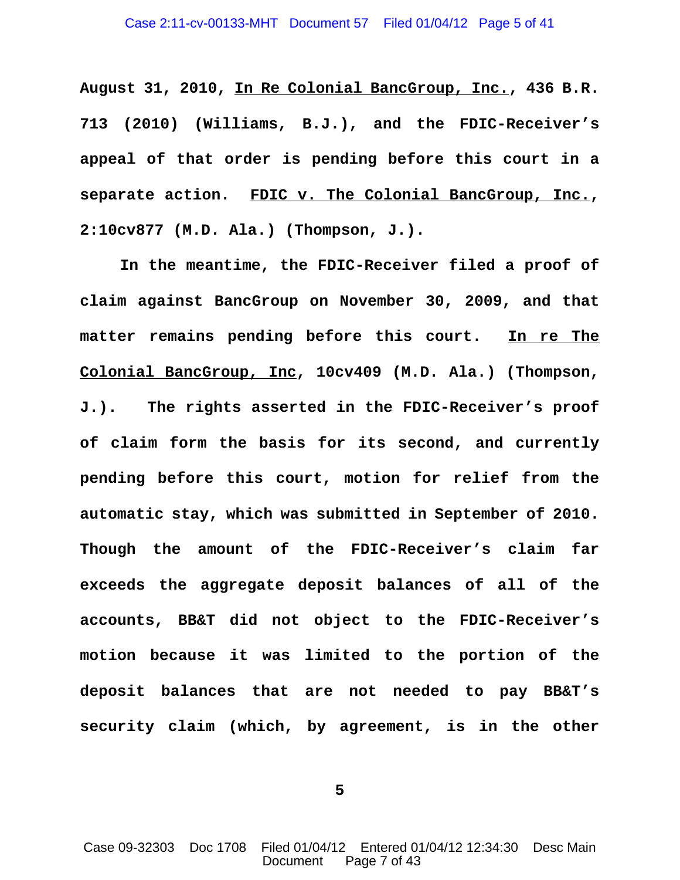**August 31, 2010, <u>In Re Colonial BancGroup, Inc.</u>, 436 B.R. 713 (2010) (Williams, B.J.), and the FDIC-Receiver's appeal of that order is pending before this court in a separate action. <u>FDIC v. The Colonial BancGroup, Inc.</u>, 2:10cv877 (M.D. Ala.) (Thompson, J.).**

**In the meantime, the FDIC-Receiver filed a proof of claim against BancGroup on November 30, 2009, and that matter remains pending before this court. <u>In re The Colonial BancGroup, Inc</u>, 10cv409 (M.D. Ala.) (Thompson, J.). The rights asserted in the FDIC-Receiver's proof of claim form the basis for its second, and currently pending before this court, motion for relief from the automatic stay, which was submitted in September of 2010. Though the amount of the FDIC-Receiver's claim far exceeds the aggregate deposit balances of all of the accounts, BB&T did not object to the FDIC-Receiver's motion because it was limited to the portion of the deposit balances that are not needed to pay BB&T's security claim (which, by agreement, is in the other**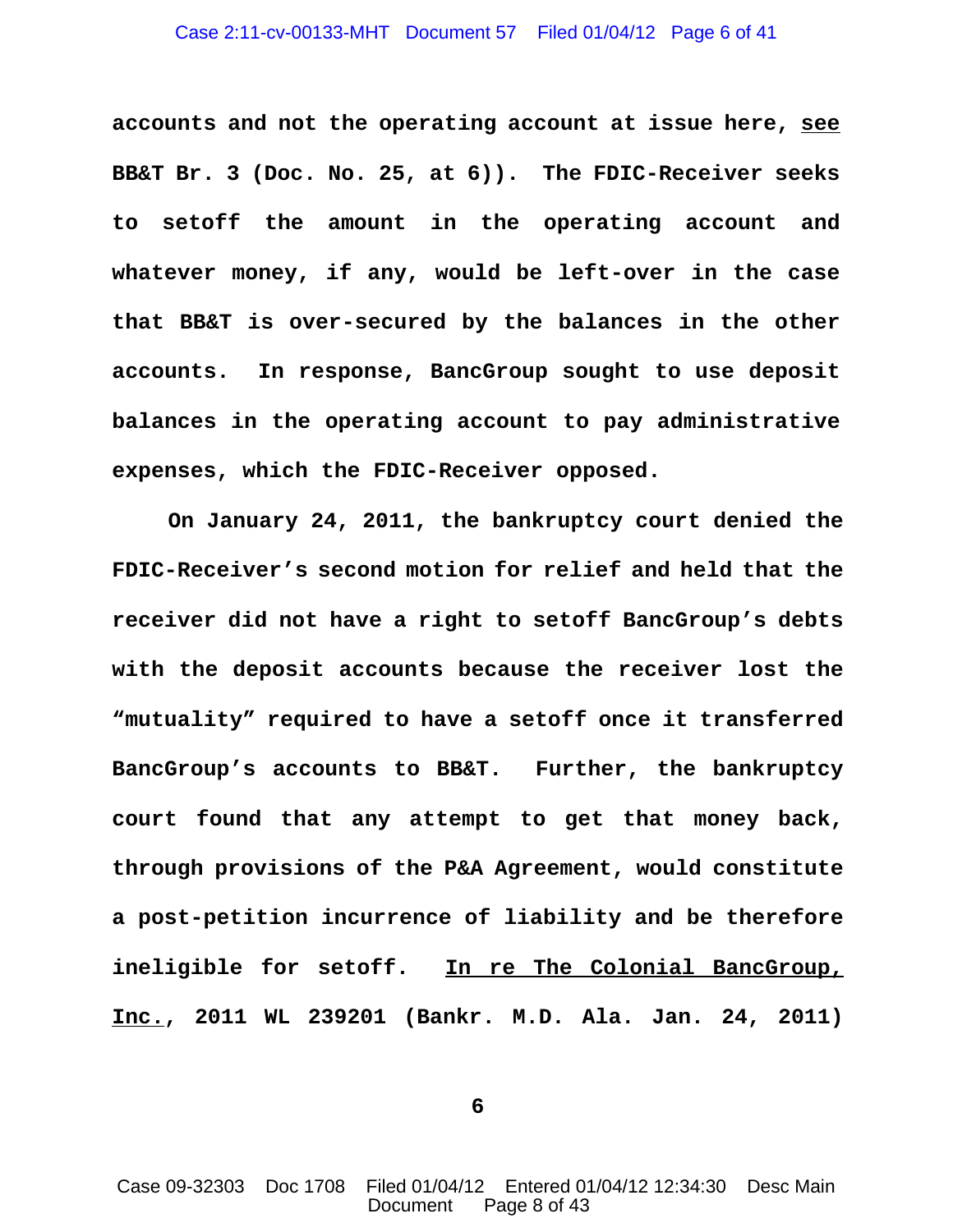**accounts and not the operating account at issue here, see BB&T Br. 3 (Doc. No. 25, at 6)). The FDIC-Receiver seeks to setoff the amount in the operating account and whatever money, if any, would be left-over in the case that BB&T is over-secured by the balances in the other accounts. In response, BancGroup sought to use deposit balances in the operating account to pay administrative expenses, which the FDIC-Receiver opposed.**

**On January 24, 2011, the bankruptcy court denied the FDIC-Receiver's second motion for relief and held that the receiver did not have a right to setoff BancGroup's debts with the deposit accounts because the receiver lost the "mutuality" required to have a setoff once it transferred BancGroup's accounts to BB&T. Further, the bankruptcy court found that any attempt to get that money back, through provisions of the P&A Agreement, would constitute a post-petition incurrence of liability and be therefore ineligible for setoff. In re The Colonial BancGroup, Inc., 2011 WL 239201 (Bankr. M.D. Ala. Jan. 24, 2011)**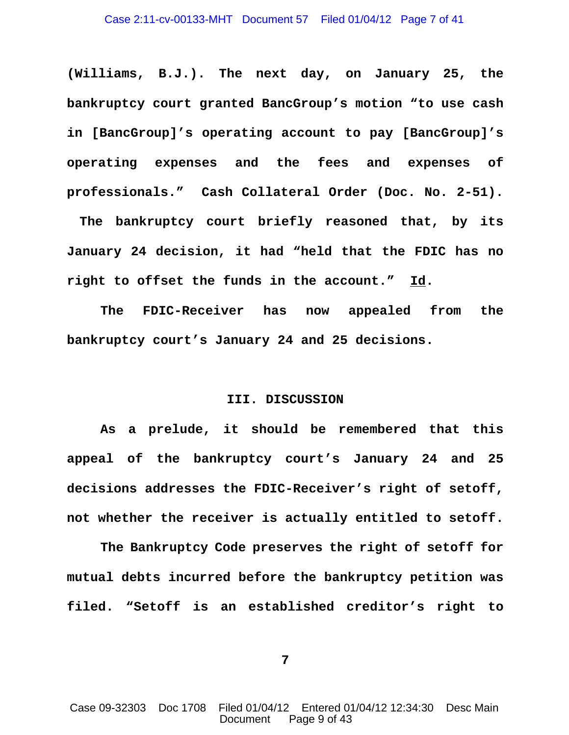**(Williams, B.J.). The next day, on January 25, the bankruptcy court granted BancGroup's motion "to use cash in [BancGroup]'s operating account to pay [BancGroup]'s operating expenses and the fees and expenses of professionals." Cash Collateral Order (Doc. No. 2-51). The bankruptcy court briefly reasoned that, by its January 24 decision, it had "held that the FDIC has no right to offset the funds in the account." <u>Id</u>.**

**The FDIC-Receiver has now appealed from the bankruptcy court's January 24 and 25 decisions.**

## III. DISCUSSION

**As a prelude, it should be remembered that this appeal of the bankruptcy court's January 24 and 25 decisions addresses the FDIC-Receiver's right of setoff, not whether the receiver is actually entitled to setoff.**

**The Bankruptcy Code preserves the right of setoff for mutual debts incurred before the bankruptcy petition was filed. "Setoff is an established creditor's right to**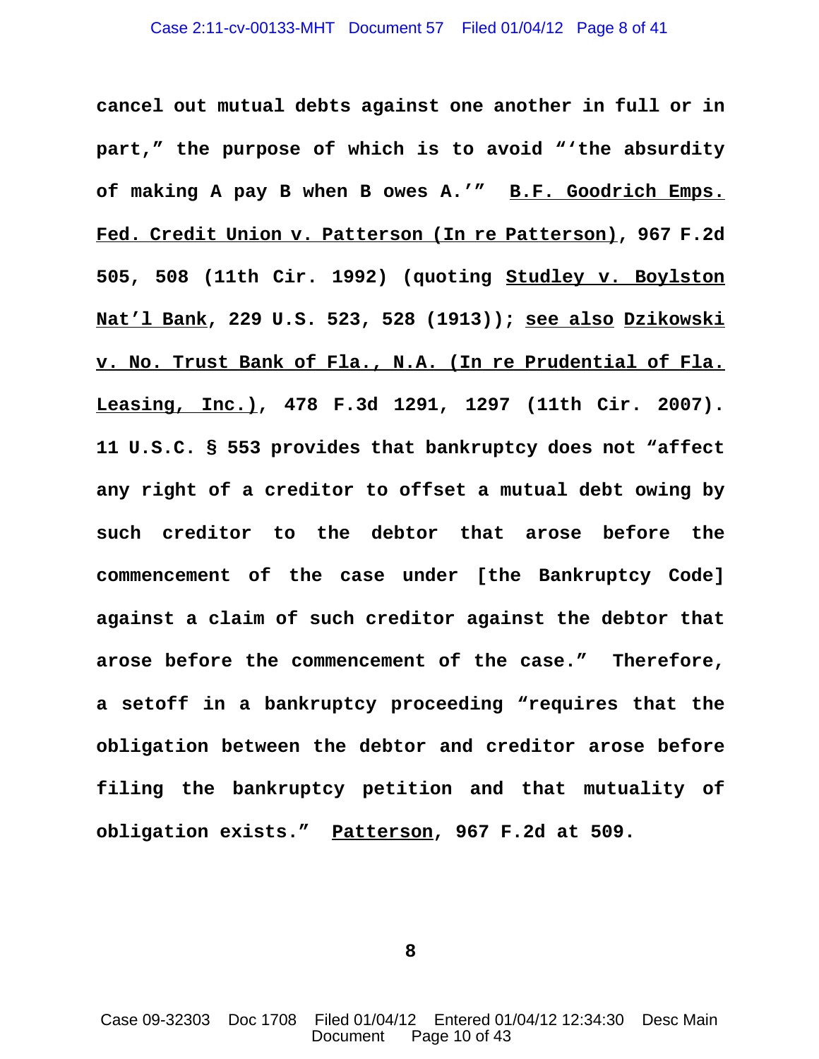**cancel out mutual debts against one another in full or in part," the purpose of which is to avoid "'the absurdity of making A pay B when B owes A.'" <u>B.F. Goodrich Emps. Fed. Credit Union v. Patterson (In re Patterson)</u>, 967 F.2d 505, 508 (11th Cir. 1992) (quoting <u>Studley v. Boylston Nat'l Bank</u>, 229 U.S. 523, 528 (1913)); <u>see also</u> <u>Dzikowski v. No. Trust Bank of Fla., N.A. (In re Prudential of Fla. Leasing, Inc.)</u>, 478 F.3d 1291, 1297 (11th Cir. 2007). 11 U.S.C. § 553 provides that bankruptcy does not "affect any right of a creditor to offset a mutual debt owing by such creditor to the debtor that arose before the commencement of the case under [the Bankruptcy Code] against a claim of such creditor against the debtor that arose before the commencement of the case." Therefore, a setoff in a bankruptcy proceeding "requires that the obligation between the debtor and creditor arose before filing the bankruptcy petition and that mutuality of obligation exists." <u>Patterson</u>, 967 F.2d at 509.**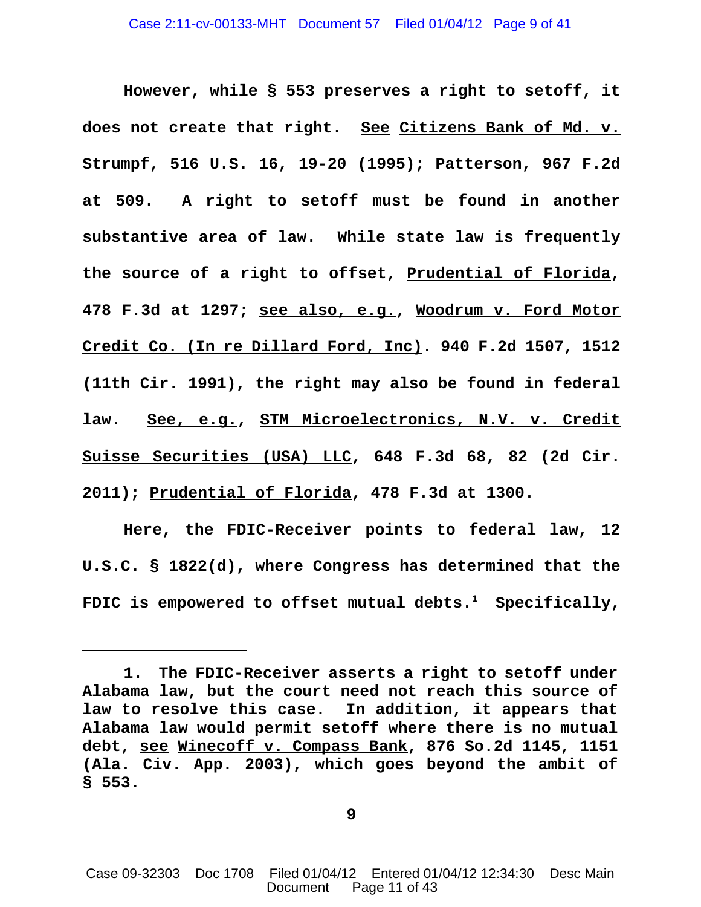However, while § 553 preserves a right to setoff, it does not create that right. See Citizens Bank of Md. v. Strumpf, 516 U.S. 16, 19-20 (1995); Patterson, 967 F.2d at 509. A right to setoff must be found in another substantive area of law. While state law is frequently the source of a right to offset, Prudential of Florida, 478 F.3d at 1297; see also, e.g., Woodrum v. Ford Motor Credit Co. (In re Dillard Ford, Inc). 940 F.2d 1507, 1512 (11th Cir. 1991), the right may also be found in federal law. See, e.g., STM Microelectronics, N.V. v. Credit Suisse Securities (USA) LLC, 648 F.3d 68, 82 (2d Cir. 2011); Prudential of Florida, 478 F.3d at 1300.

Here, the FDIC-Receiver points to federal law, 12 U.S.C. § 1822(d), where Congress has determined that the FDIC is empowered to offset mutual debts.[1] Specifically,

---

1. The FDIC-Receiver asserts a right to setoff under Alabama law, but the court need not reach this source of law to resolve this case. In addition, it appears that Alabama law would permit setoff where there is no mutual debt, see Winecoff v. Compass Bank, 876 So.2d 1145, 1151 (Ala. Civ. App. 2003), which goes beyond the ambit of § 553.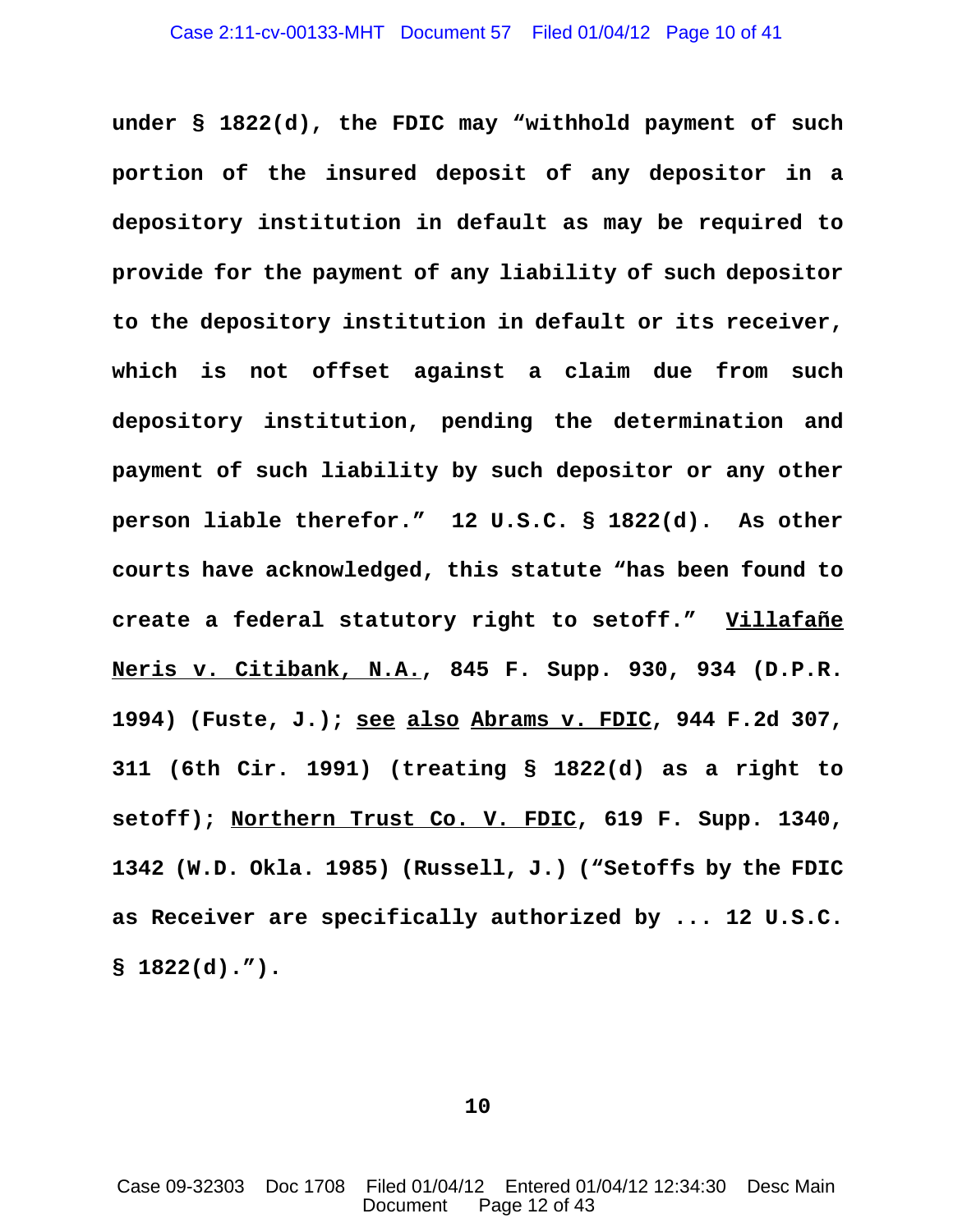**under § 1822(d), the FDIC may "withhold payment of such portion of the insured deposit of any depositor in a depository institution in default as may be required to provide for the payment of any liability of such depositor to the depository institution in default or its receiver, which is not offset against a claim due from such depository institution, pending the determination and payment of such liability by such depositor or any other person liable therefor." 12 U.S.C. § 1822(d). As other courts have acknowledged, this statute "has been found to create a federal statutory right to setoff." <u>Villafañe Neris v. Citibank, N.A.</u>, 845 F. Supp. 930, 934 (D.P.R. 1994) (Fuste, J.); <u>see</u> <u>also</u> <u>Abrams v. FDIC</u>, 944 F.2d 307, 311 (6th Cir. 1991) (treating § 1822(d) as a right to setoff); <u>Northern Trust Co. V. FDIC</u>, 619 F. Supp. 1340, 1342 (W.D. Okla. 1985) (Russell, J.) ("Setoffs by the FDIC as Receiver are specifically authorized by ... 12 U.S.C. § 1822(d).").**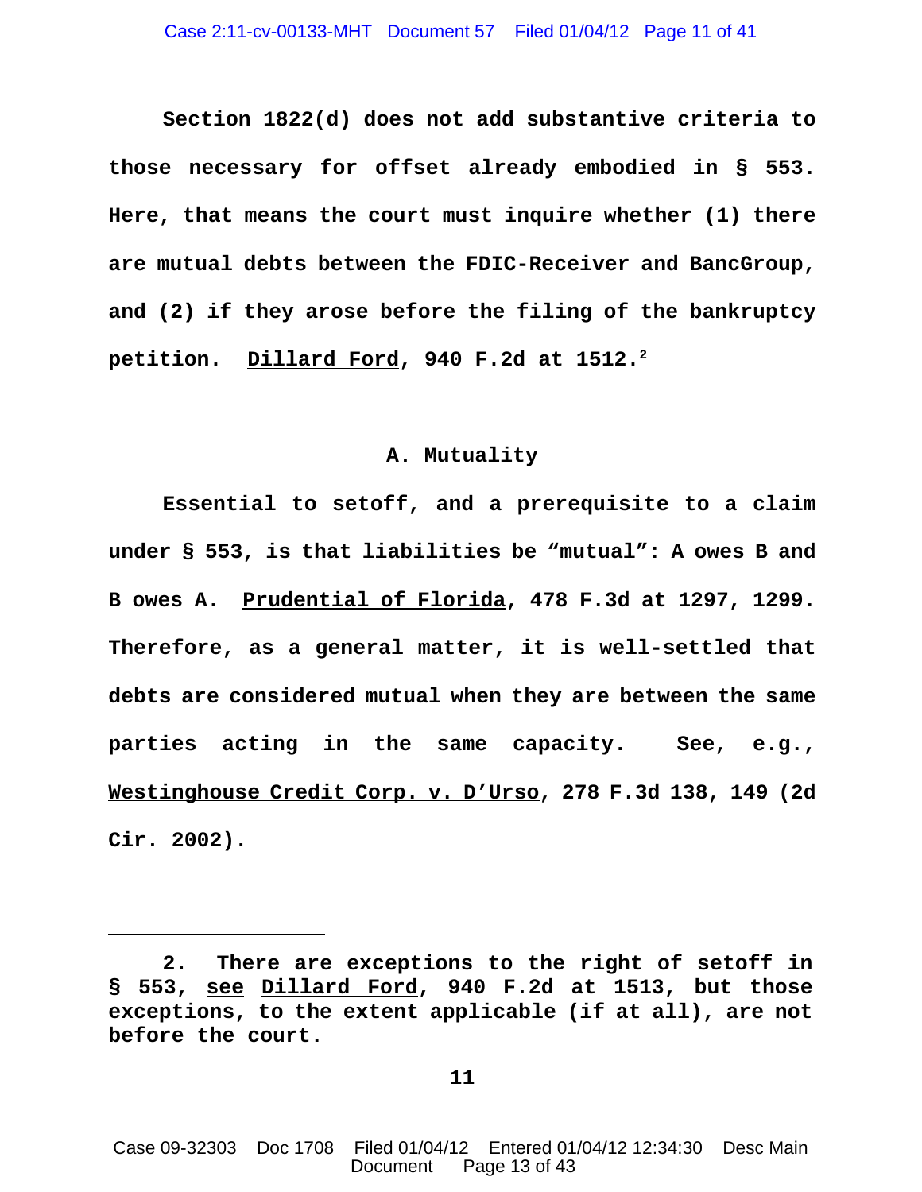Section 1822(d) does not add substantive criteria to those necessary for offset already embodied in § 553. Here, that means the court must inquire whether (1) there are mutual debts between the FDIC-Receiver and BancGroup, and (2) if they arose before the filing of the bankruptcy petition. Dillard Ford, 940 F.2d at 1512.[2]

### A. Mutuality

Essential to setoff, and a prerequisite to a claim under § 553, is that liabilities be "mutual": A owes B and B owes A. Prudential of Florida, 478 F.3d at 1297, 1299. Therefore, as a general matter, it is well-settled that debts are considered mutual when they are between the same parties acting in the same capacity. See, e.g., Westinghouse Credit Corp. v. D'Urso, 278 F.3d 138, 149 (2d Cir. 2002).

---

2. There are exceptions to the right of setoff in § 553, see Dillard Ford, 940 F.2d at 1513, but those exceptions, to the extent applicable (if at all), are not before the court.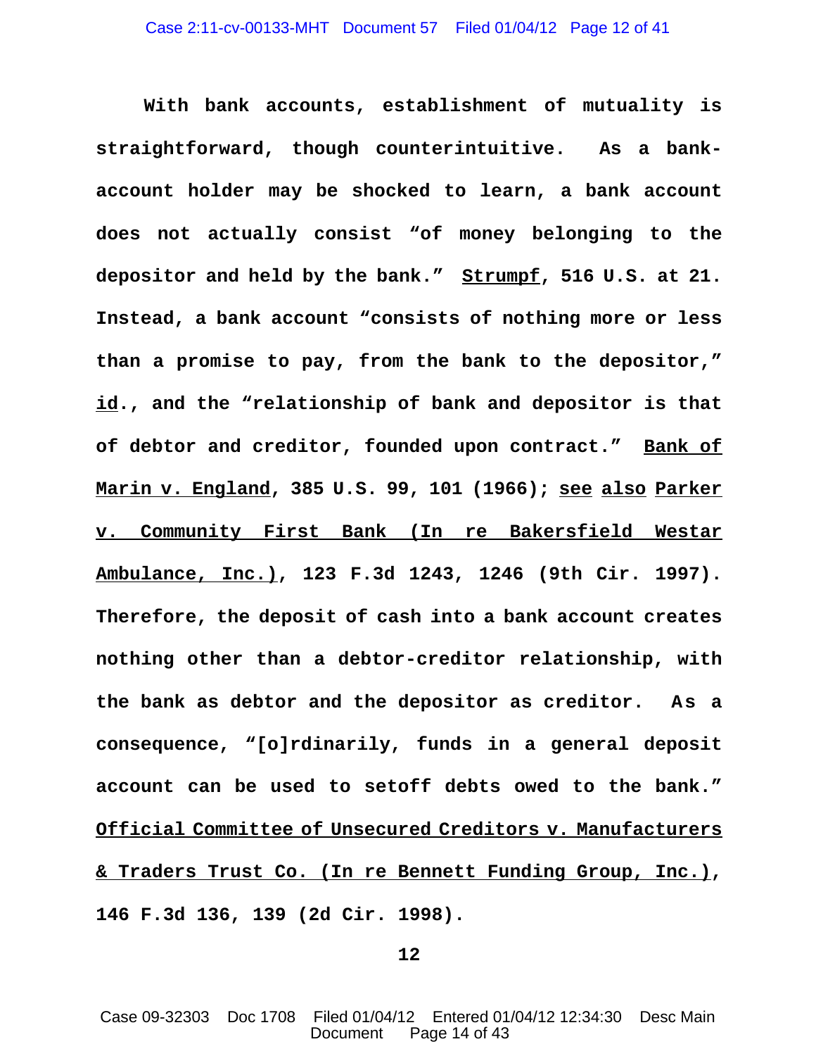**With bank accounts, establishment of mutuality is straightforward, though counterintuitive. As a bank-account holder may be shocked to learn, a bank account does not actually consist "of money belonging to the depositor and held by the bank." <u>Strumpf</u>, 516 U.S. at 21. Instead, a bank account "consists of nothing more or less than a promise to pay, from the bank to the depositor," <u>id</u>., and the "relationship of bank and depositor is that of debtor and creditor, founded upon contract." <u>Bank of Marin v. England</u>, 385 U.S. 99, 101 (1966); <u>see</u> <u>also</u> <u>Parker v. Community First Bank (In re Bakersfield Westar Ambulance, Inc.)</u>, 123 F.3d 1243, 1246 (9th Cir. 1997). Therefore, the deposit of cash into a bank account creates nothing other than a debtor-creditor relationship, with the bank as debtor and the depositor as creditor. As a consequence, "[o]rdinarily, funds in a general deposit account can be used to setoff debts owed to the bank." <u>Official Committee of Unsecured Creditors v. Manufacturers & Traders Trust Co. (In re Bennett Funding Group, Inc.)</u>, 146 F.3d 136, 139 (2d Cir. 1998).**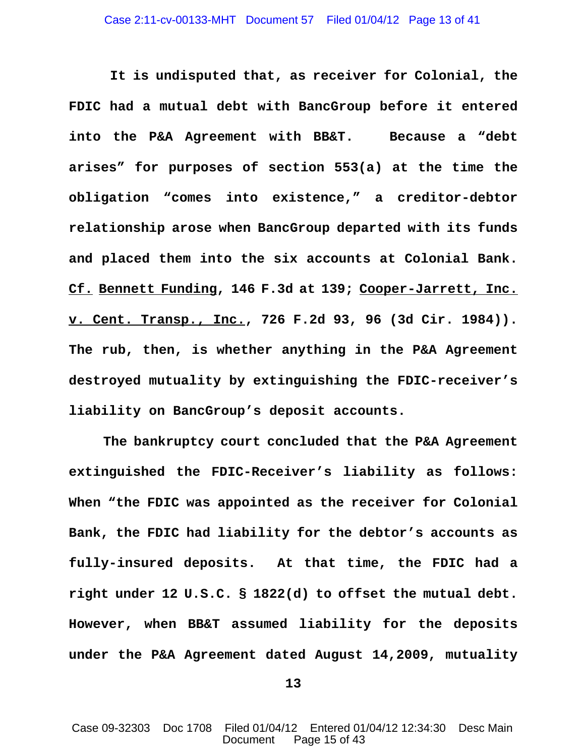**It is undisputed that, as receiver for Colonial, the FDIC had a mutual debt with BancGroup before it entered into the P&A Agreement with BB&T. Because a "debt arises" for purposes of section 553(a) at the time the obligation "comes into existence," a creditor-debtor relationship arose when BancGroup departed with its funds and placed them into the six accounts at Colonial Bank. Cf. Bennett Funding, 146 F.3d at 139; Cooper-Jarrett, Inc. v. Cent. Transp., Inc., 726 F.2d 93, 96 (3d Cir. 1984)). The rub, then, is whether anything in the P&A Agreement destroyed mutuality by extinguishing the FDIC-receiver's liability on BancGroup's deposit accounts.**

**The bankruptcy court concluded that the P&A Agreement extinguished the FDIC-Receiver's liability as follows: When "the FDIC was appointed as the receiver for Colonial Bank, the FDIC had liability for the debtor's accounts as fully-insured deposits. At that time, the FDIC had a right under 12 U.S.C. § 1822(d) to offset the mutual debt. However, when BB&T assumed liability for the deposits under the P&A Agreement dated August 14,2009, mutuality**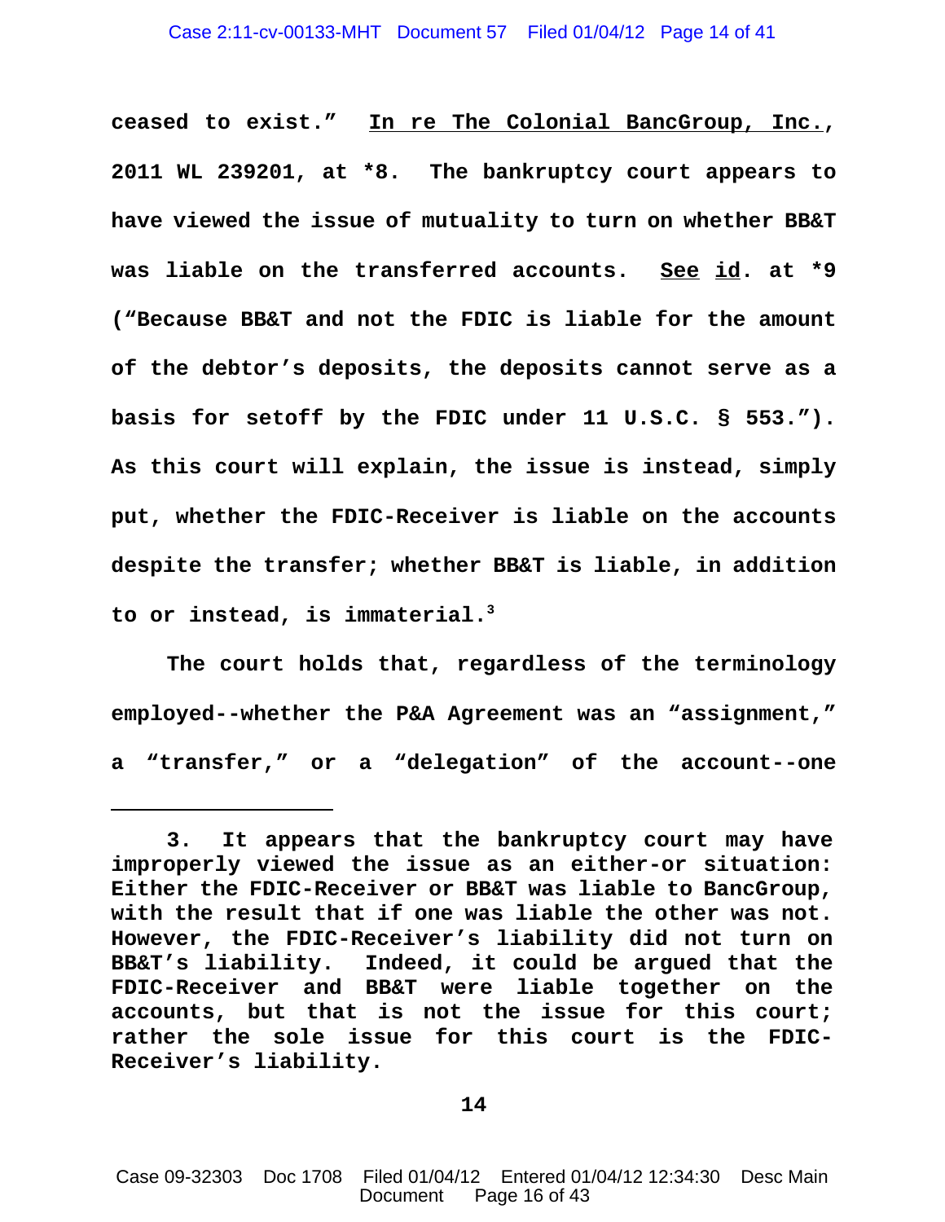ceased to exist." In re The Colonial BancGroup, Inc., 2011 WL 239201, at *8. The bankruptcy court appears to have viewed the issue of mutuality to turn on whether BB&T was liable on the transferred accounts. See id. at *9 ("Because BB&T and not the FDIC is liable for the amount of the debtor's deposits, the deposits cannot serve as a basis for setoff by the FDIC under 11 U.S.C. § 553."). As this court will explain, the issue is instead, simply put, whether the FDIC-Receiver is liable on the accounts despite the transfer; whether BB&T is liable, in addition to or instead, is immaterial.[3]

The court holds that, regardless of the terminology employed--whether the P&A Agreement was an "assignment," a "transfer," or a "delegation" of the account--one

---

3. It appears that the bankruptcy court may have improperly viewed the issue as an either-or situation: Either the FDIC-Receiver or BB&T was liable to BancGroup, with the result that if one was liable the other was not. However, the FDIC-Receiver's liability did not turn on BB&T's liability. Indeed, it could be argued that the FDIC-Receiver and BB&T were liable together on the accounts, but that is not the issue for this court; rather the sole issue for this court is the FDIC-Receiver's liability.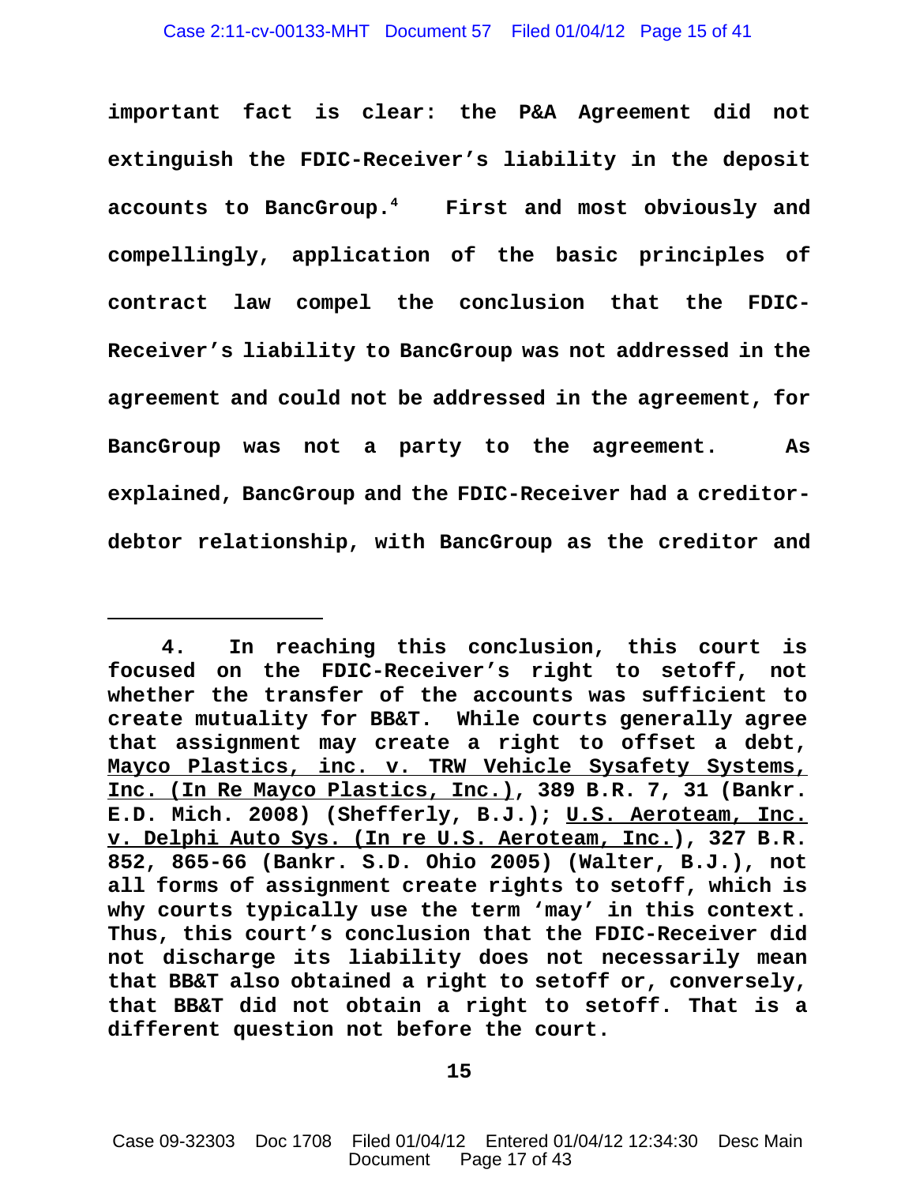**important fact is clear: the P&A Agreement did not extinguish the FDIC-Receiver's liability in the deposit accounts to BancGroup.[4] First and most obviously and compellingly, application of the basic principles of contract law compel the conclusion that the FDIC-Receiver's liability to BancGroup was not addressed in the agreement and could not be addressed in the agreement, for BancGroup was not a party to the agreement. As explained, BancGroup and the FDIC-Receiver had a creditor-debtor relationship, with BancGroup as the creditor and**

---

**4. In reaching this conclusion, this court is focused on the FDIC-Receiver's right to setoff, not whether the transfer of the accounts was sufficient to create mutuality for BB&T. While courts generally agree that assignment may create a right to offset a debt, <u>Mayco Plastics, inc. v. TRW Vehicle Sysafety Systems, Inc. (In Re Mayco Plastics, Inc.)</u>, 389 B.R. 7, 31 (Bankr. E.D. Mich. 2008) (Shefferly, B.J.); <u>U.S. Aeroteam, Inc. v. Delphi Auto Sys. (In re U.S. Aeroteam, Inc.</u>), 327 B.R. 852, 865-66 (Bankr. S.D. Ohio 2005) (Walter, B.J.), not all forms of assignment create rights to setoff, which is why courts typically use the term 'may' in this context. Thus, this court's conclusion that the FDIC-Receiver did not discharge its liability does not necessarily mean that BB&T also obtained a right to setoff or, conversely, that BB&T did not obtain a right to setoff. That is a different question not before the court.**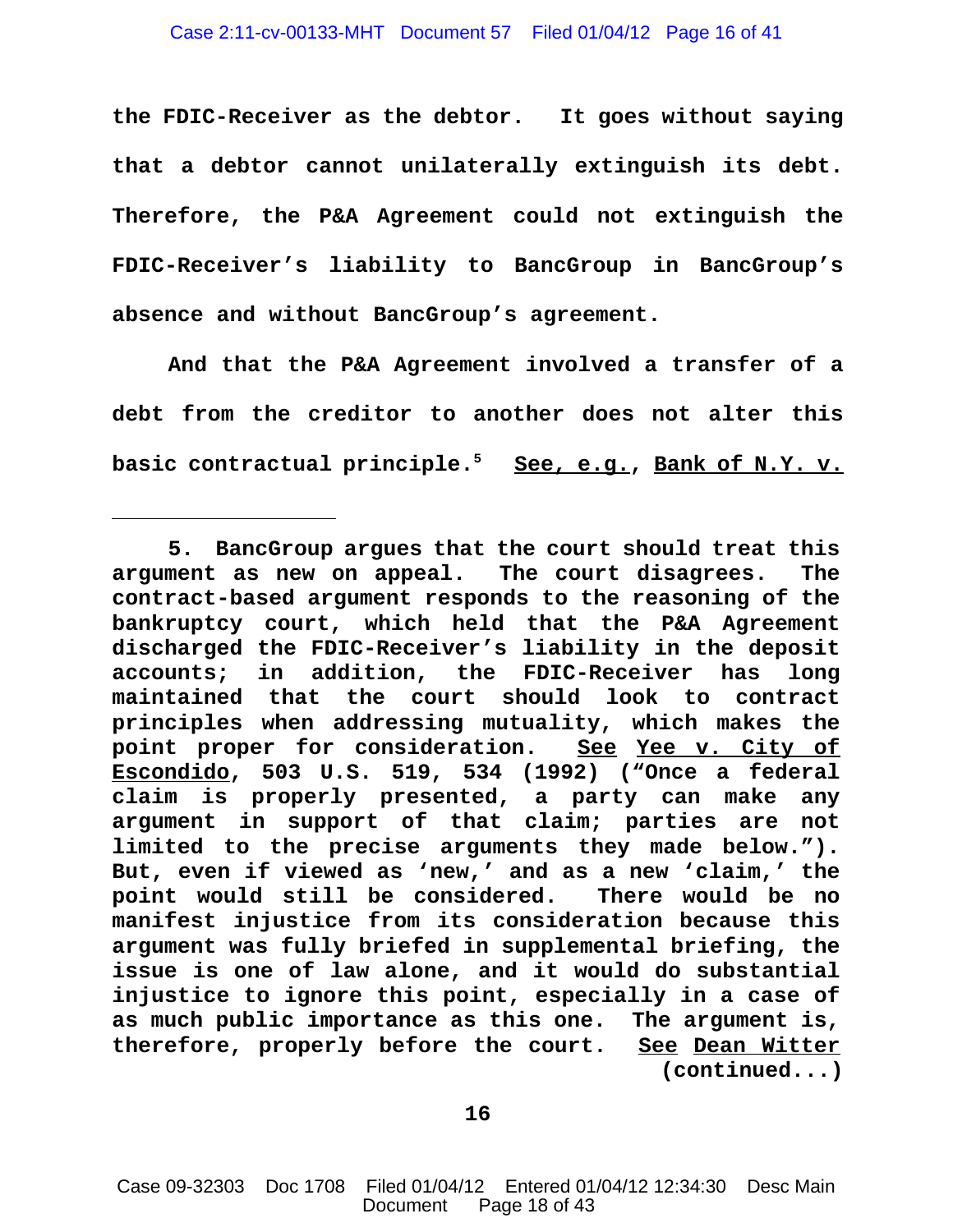**the FDIC-Receiver as the debtor. It goes without saying that a debtor cannot unilaterally extinguish its debt. Therefore, the P&A Agreement could not extinguish the FDIC-Receiver's liability to BancGroup in BancGroup's absence and without BancGroup's agreement.**

**And that the P&A Agreement involved a transfer of a debt from the creditor to another does not alter this basic contractual principle.[5] See, e.g., Bank of N.Y. v.**

---

**5. BancGroup argues that the court should treat this argument as new on appeal. The court disagrees. The contract-based argument responds to the reasoning of the bankruptcy court, which held that the P&A Agreement discharged the FDIC-Receiver's liability in the deposit accounts; in addition, the FDIC-Receiver has long maintained that the court should look to contract principles when addressing mutuality, which makes the point proper for consideration. See Yee v. City of Escondido, 503 U.S. 519, 534 (1992) ("Once a federal claim is properly presented, a party can make any argument in support of that claim; parties are not limited to the precise arguments they made below."). But, even if viewed as 'new,' and as a new 'claim,' the point would still be considered. There would be no manifest injustice from its consideration because this argument was fully briefed in supplemental briefing, the issue is one of law alone, and it would do substantial injustice to ignore this point, especially in a case of as much public importance as this one. The argument is, therefore, properly before the court. See Dean Witter (continued...)**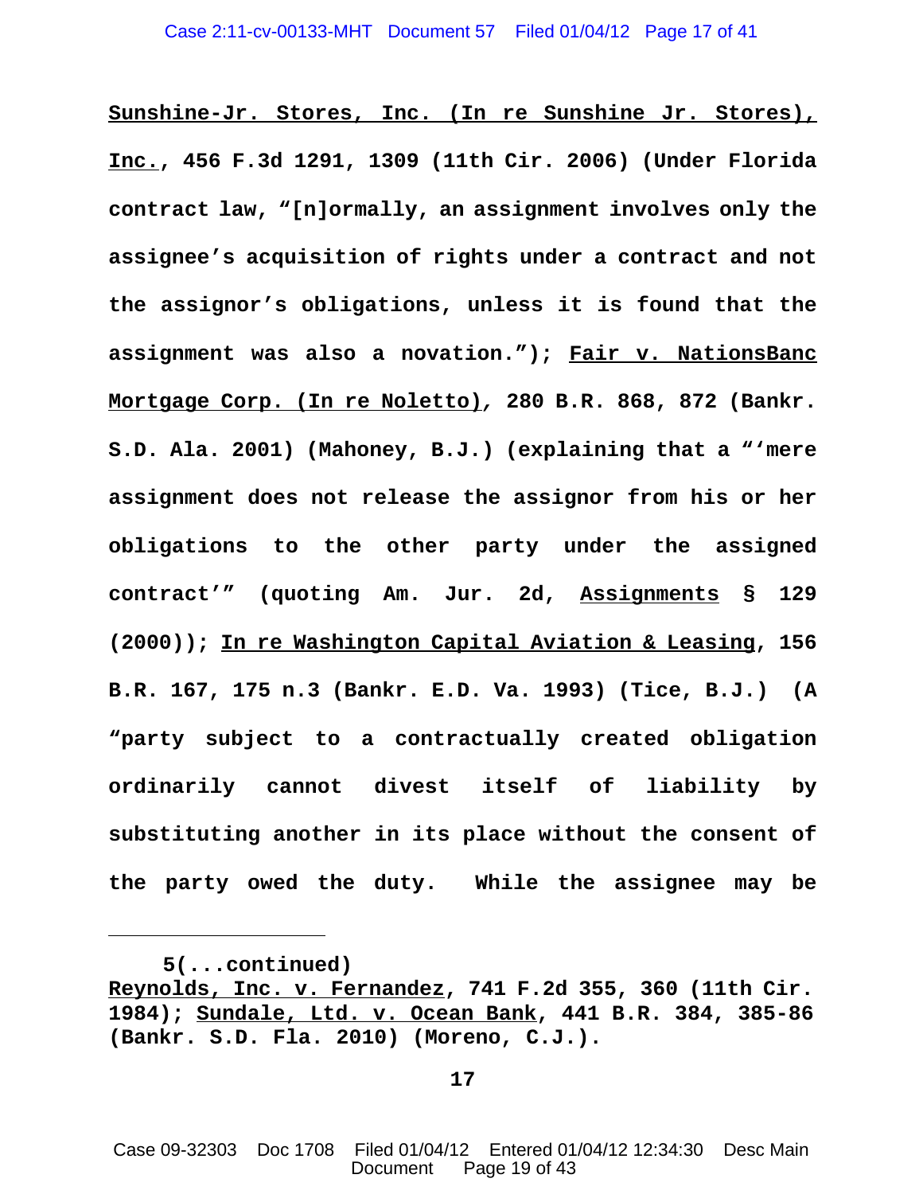**Sunshine-Jr. Stores, Inc. (In re Sunshine Jr. Stores), Inc., 456 F.3d 1291, 1309 (11th Cir. 2006) (Under Florida contract law, "[n]ormally, an assignment involves only the assignee's acquisition of rights under a contract and not the assignor's obligations, unless it is found that the assignment was also a novation."); Fair v. NationsBanc Mortgage Corp. (In re Noletto), 280 B.R. 868, 872 (Bankr. S.D. Ala. 2001) (Mahoney, B.J.) (explaining that a "'mere assignment does not release the assignor from his or her obligations to the other party under the assigned contract'" (quoting Am. Jur. 2d, Assignments § 129 (2000)); In re Washington Capital Aviation & Leasing, 156 B.R. 167, 175 n.3 (Bankr. E.D. Va. 1993) (Tice, B.J.) (A "party subject to a contractually created obligation ordinarily cannot divest itself of liability by substituting another in its place without the consent of the party owed the duty. While the assignee may be**

---

**5(...continued)**
**Reynolds, Inc. v. Fernandez, 741 F.2d 355, 360 (11th Cir. 1984); Sundale, Ltd. v. Ocean Bank, 441 B.R. 384, 385-86 (Bankr. S.D. Fla. 2010) (Moreno, C.J.).**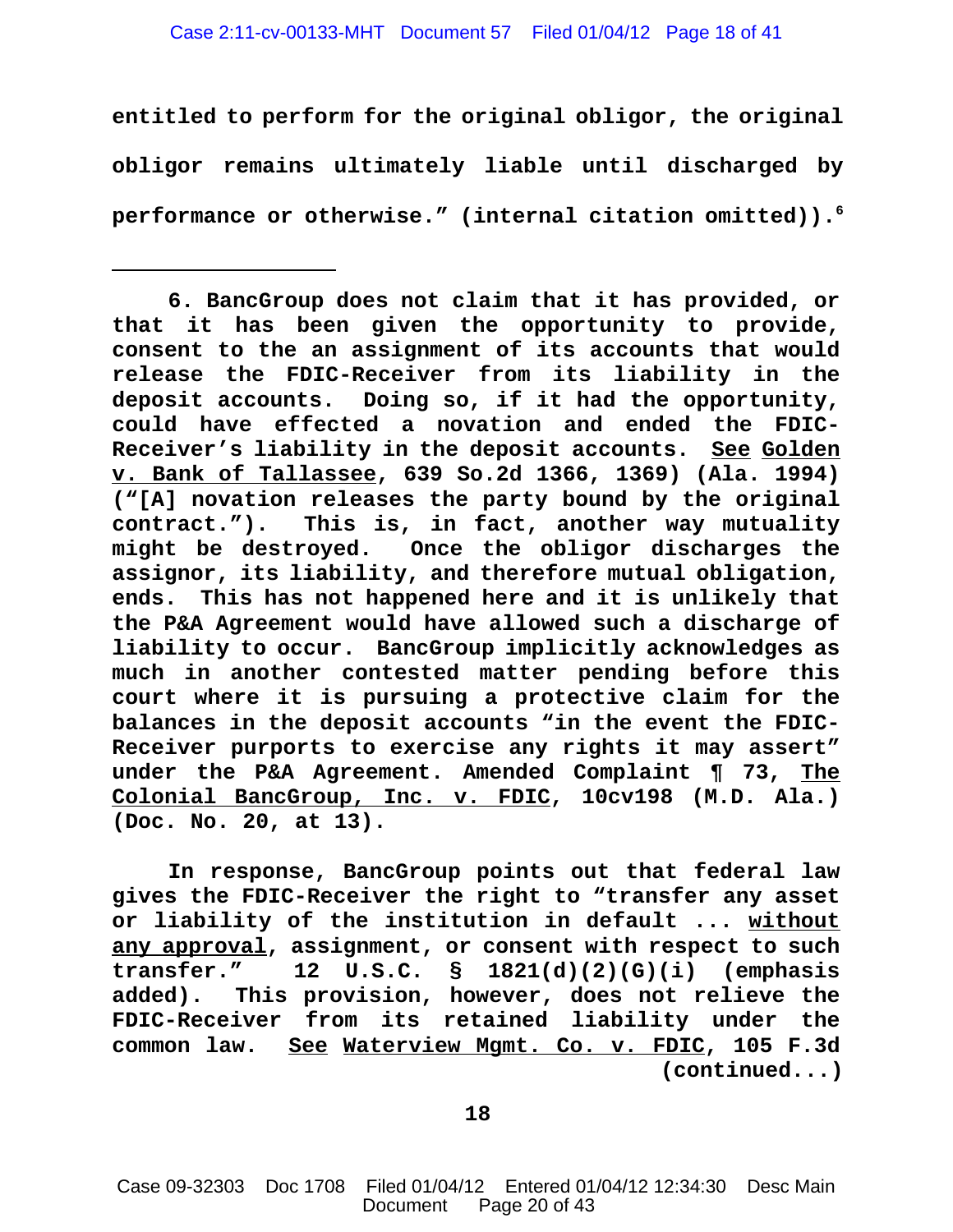**entitled to perform for the original obligor, the original obligor remains ultimately liable until discharged by performance or otherwise." (internal citation omitted)).[6]**

---

**6. BancGroup does not claim that it has provided, or that it has been given the opportunity to provide, consent to the an assignment of its accounts that would release the FDIC-Receiver from its liability in the deposit accounts. Doing so, if it had the opportunity, could have effected a novation and ended the FDIC-Receiver's liability in the deposit accounts. <u>See</u> <u>Golden v. Bank of Tallassee</u>, 639 So.2d 1366, 1369) (Ala. 1994) ("[A] novation releases the party bound by the original contract."). This is, in fact, another way mutuality might be destroyed. Once the obligor discharges the assignor, its liability, and therefore mutual obligation, ends. This has not happened here and it is unlikely that the P&A Agreement would have allowed such a discharge of liability to occur. BancGroup implicitly acknowledges as much in another contested matter pending before this court where it is pursuing a protective claim for the balances in the deposit accounts "in the event the FDIC-Receiver purports to exercise any rights it may assert" under the P&A Agreement. Amended Complaint ¶ 73, <u>The Colonial BancGroup, Inc. v. FDIC</u>, 10cv198 (M.D. Ala.) (Doc. No. 20, at 13).**

**In response, BancGroup points out that federal law gives the FDIC-Receiver the right to "transfer any asset or liability of the institution in default ... <u>without any approval</u>, assignment, or consent with respect to such transfer." 12 U.S.C. § 1821(d)(2)(G)(i) (emphasis added). This provision, however, does not relieve the FDIC-Receiver from its retained liability under the common law. <u>See</u> <u>Waterview Mgmt. Co. v. FDIC</u>, 105 F.3d (continued...)**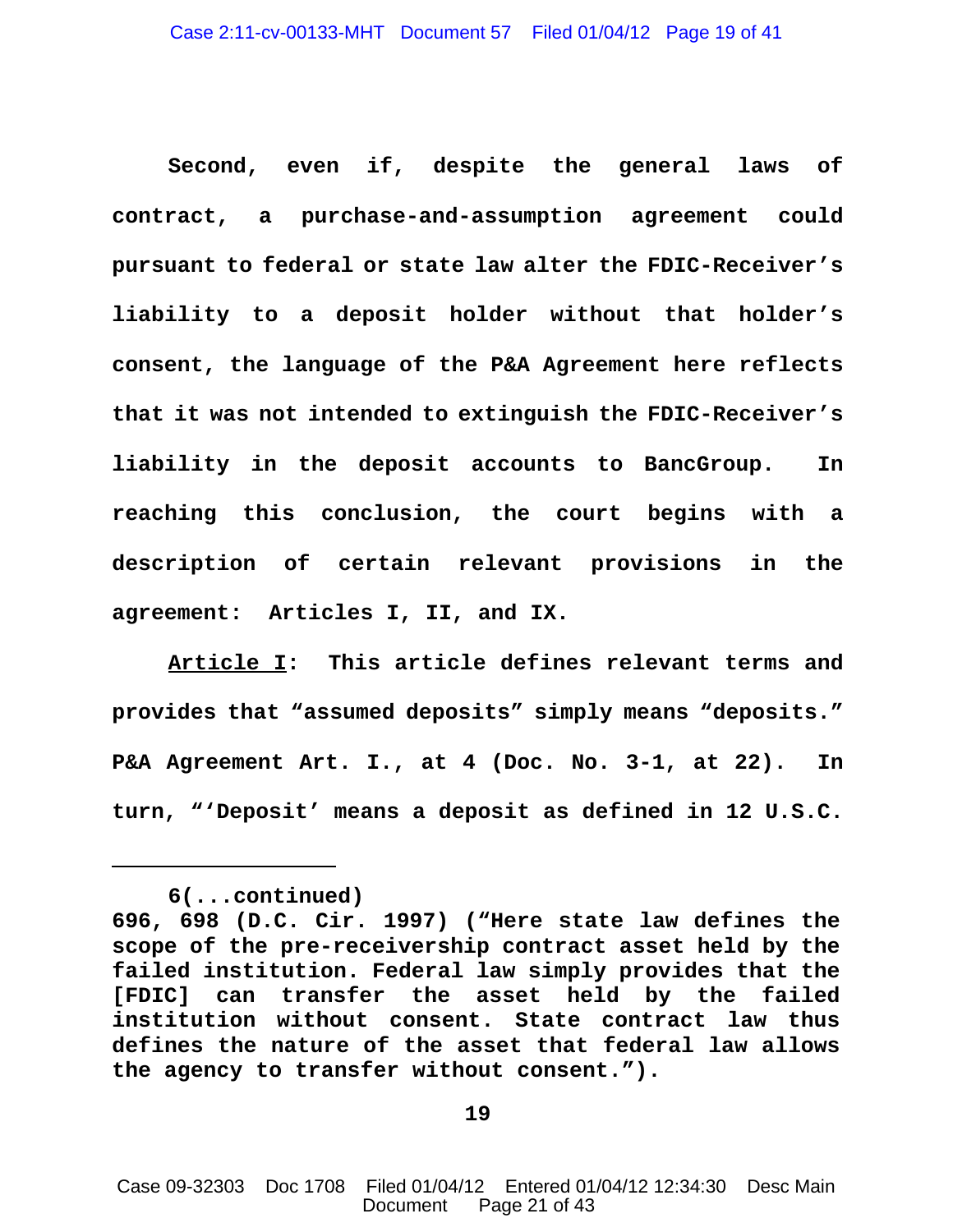**Second, even if, despite the general laws of contract, a purchase-and-assumption agreement could pursuant to federal or state law alter the FDIC-Receiver's liability to a deposit holder without that holder's consent, the language of the P&A Agreement here reflects that it was not intended to extinguish the FDIC-Receiver's liability in the deposit accounts to BancGroup. In reaching this conclusion, the court begins with a description of certain relevant provisions in the agreement: Articles I, II, and IX.**

**<u>Article I</u>: This article defines relevant terms and provides that "assumed deposits" simply means "deposits." P&A Agreement Art. I., at 4 (Doc. No. 3-1, at 22). In turn, "'Deposit' means a deposit as defined in 12 U.S.C.**

---

**6(...continued)**
**696, 698 (D.C. Cir. 1997) ("Here state law defines the scope of the pre-receivership contract asset held by the failed institution. Federal law simply provides that the [FDIC] can transfer the asset held by the failed institution without consent. State contract law thus defines the nature of the asset that federal law allows the agency to transfer without consent.").**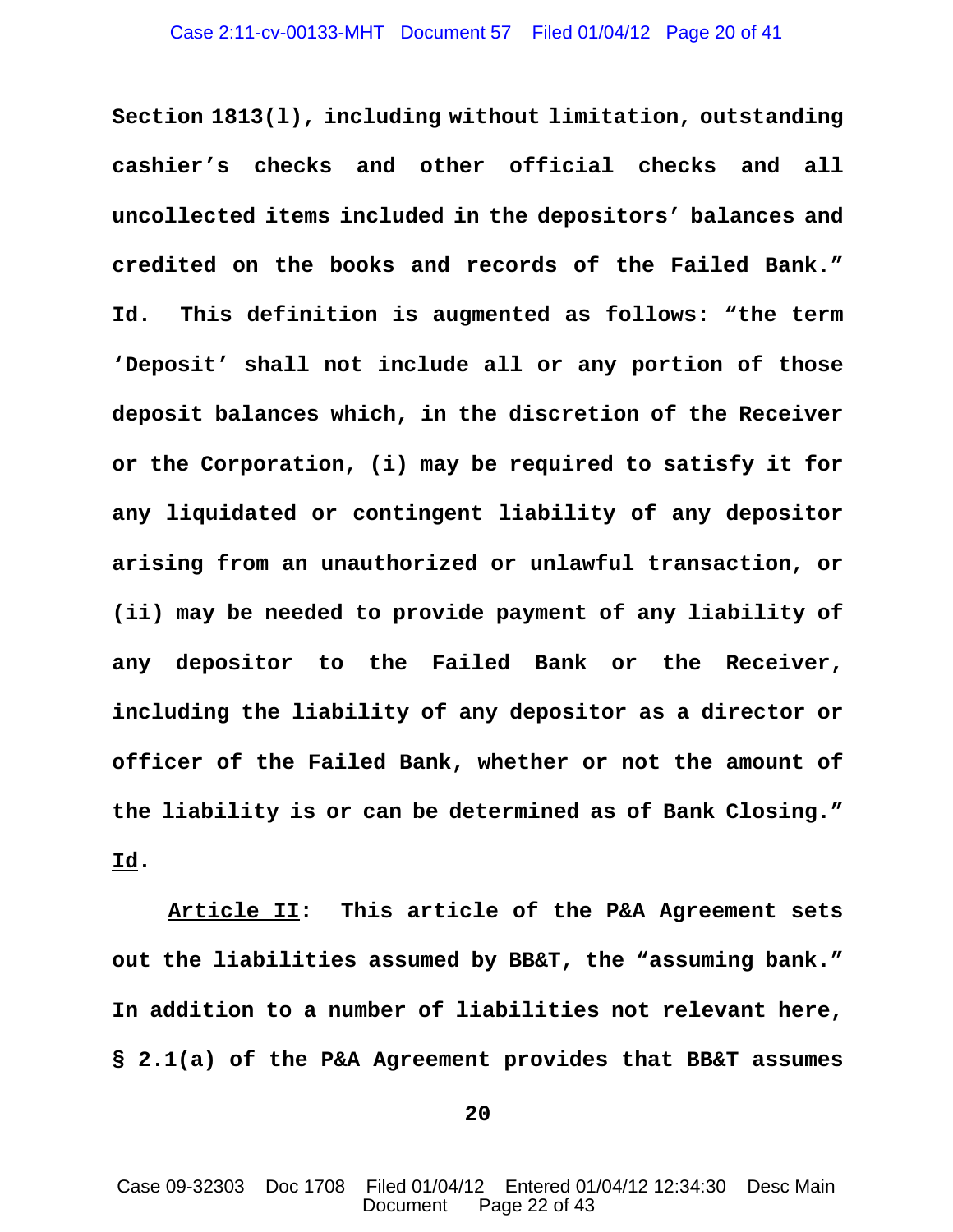**Section 1813(l), including without limitation, outstanding cashier's checks and other official checks and all uncollected items included in the depositors' balances and credited on the books and records of the Failed Bank." <u>Id</u>. This definition is augmented as follows: "the term 'Deposit' shall not include all or any portion of those deposit balances which, in the discretion of the Receiver or the Corporation, (i) may be required to satisfy it for any liquidated or contingent liability of any depositor arising from an unauthorized or unlawful transaction, or (ii) may be needed to provide payment of any liability of any depositor to the Failed Bank or the Receiver, including the liability of any depositor as a director or officer of the Failed Bank, whether or not the amount of the liability is or can be determined as of Bank Closing." <u>Id</u>.**

**<u>Article II</u>: This article of the P&A Agreement sets out the liabilities assumed by BB&T, the "assuming bank." In addition to a number of liabilities not relevant here, § 2.1(a) of the P&A Agreement provides that BB&T assumes**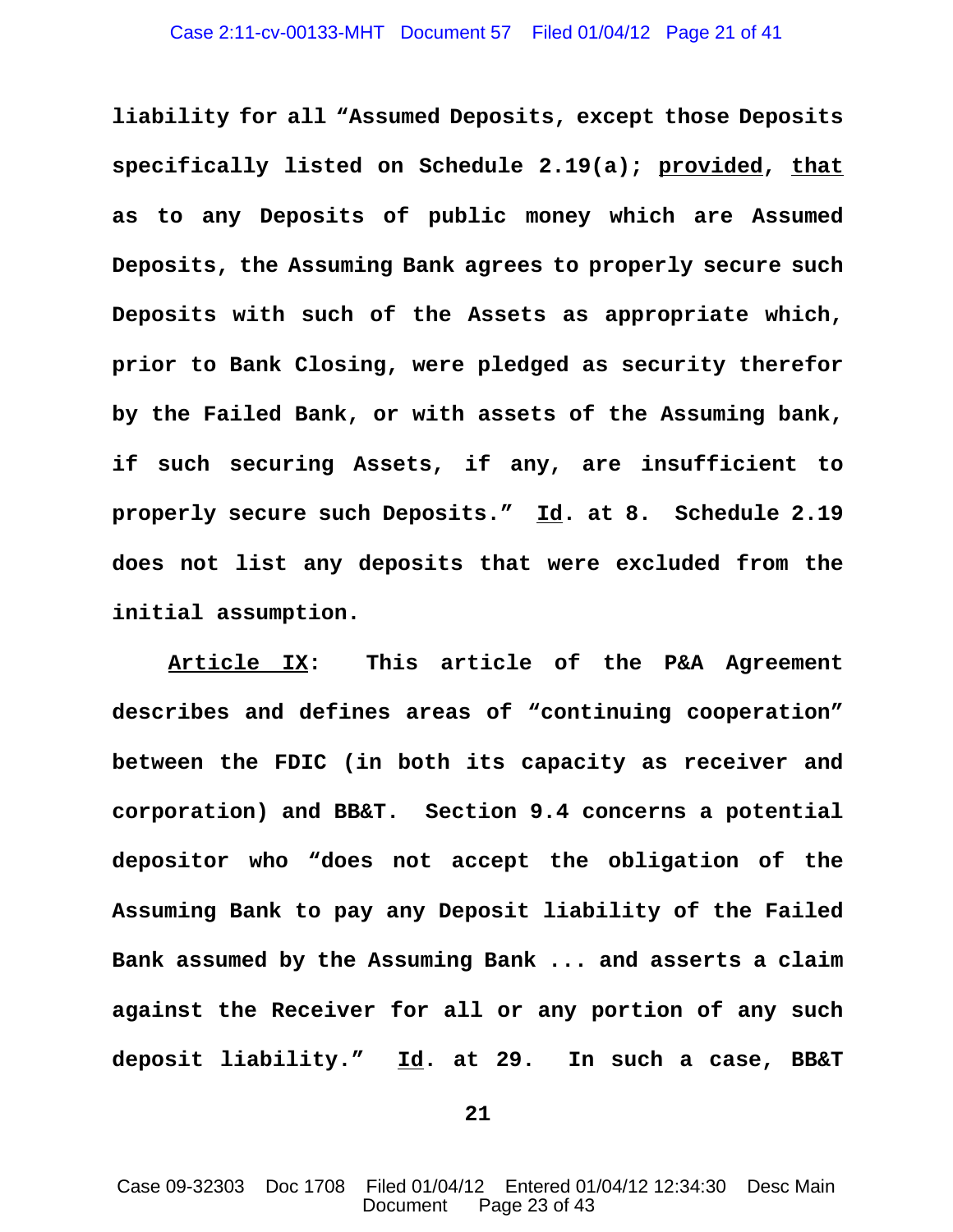**liability for all "Assumed Deposits, except those Deposits specifically listed on Schedule 2.19(a); <u>provided</u>, <u>that</u> as to any Deposits of public money which are Assumed Deposits, the Assuming Bank agrees to properly secure such Deposits with such of the Assets as appropriate which, prior to Bank Closing, were pledged as security therefor by the Failed Bank, or with assets of the Assuming bank, if such securing Assets, if any, are insufficient to properly secure such Deposits." <u>Id</u>. at 8. Schedule 2.19 does not list any deposits that were excluded from the initial assumption.**

**<u>Article IX</u>: This article of the P&A Agreement describes and defines areas of "continuing cooperation" between the FDIC (in both its capacity as receiver and corporation) and BB&T. Section 9.4 concerns a potential depositor who "does not accept the obligation of the Assuming Bank to pay any Deposit liability of the Failed Bank assumed by the Assuming Bank ... and asserts a claim against the Receiver for all or any portion of any such deposit liability." <u>Id</u>. at 29. In such a case, BB&T**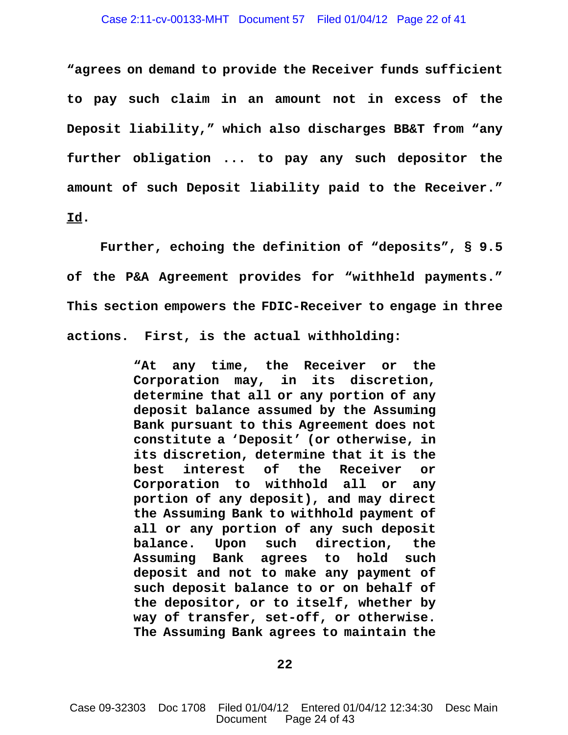**"agrees on demand to provide the Receiver funds sufficient to pay such claim in an amount not in excess of the Deposit liability," which also discharges BB&T from "any further obligation ... to pay any such depositor the amount of such Deposit liability paid to the Receiver." Id.**

**Further, echoing the definition of "deposits", § 9.5 of the P&A Agreement provides for "withheld payments." This section empowers the FDIC-Receiver to engage in three actions. First, is the actual withholding:**

> **"At any time, the Receiver or the Corporation may, in its discretion, determine that all or any portion of any deposit balance assumed by the Assuming Bank pursuant to this Agreement does not constitute a 'Deposit' (or otherwise, in its discretion, determine that it is the best interest of the Receiver or Corporation to withhold all or any portion of any deposit), and may direct the Assuming Bank to withhold payment of all or any portion of any such deposit balance. Upon such direction, the Assuming Bank agrees to hold such deposit and not to make any payment of such deposit balance to or on behalf of the depositor, or to itself, whether by way of transfer, set-off, or otherwise. The Assuming Bank agrees to maintain the**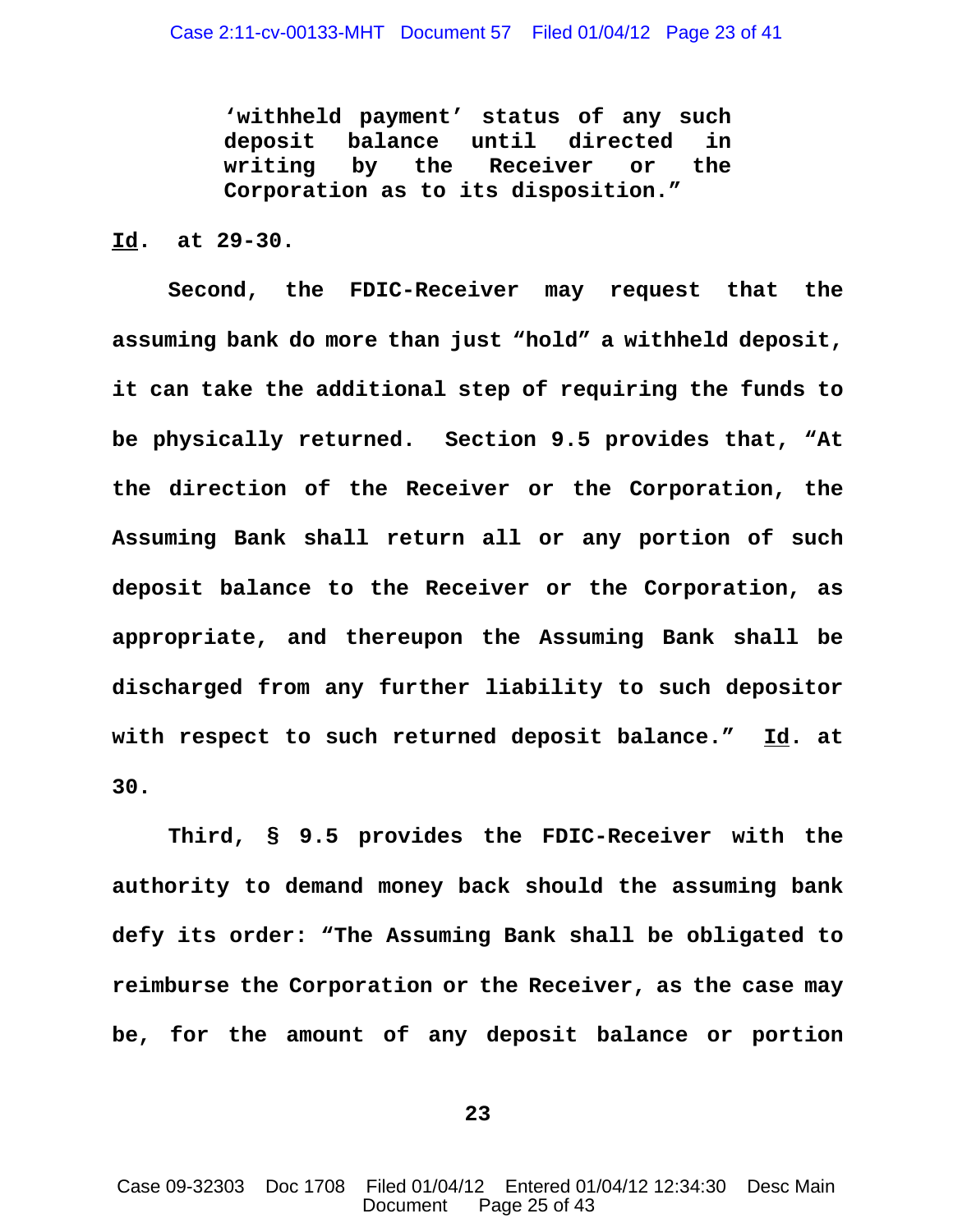> **'withheld payment' status of any such deposit balance until directed in writing by the Receiver or the Corporation as to its disposition."**

**Id. at 29-30.**

**Second, the FDIC-Receiver may request that the assuming bank do more than just "hold" a withheld deposit, it can take the additional step of requiring the funds to be physically returned. Section 9.5 provides that, "At the direction of the Receiver or the Corporation, the Assuming Bank shall return all or any portion of such deposit balance to the Receiver or the Corporation, as appropriate, and thereupon the Assuming Bank shall be discharged from any further liability to such depositor with respect to such returned deposit balance." Id. at 30.**

**Third, § 9.5 provides the FDIC-Receiver with the authority to demand money back should the assuming bank defy its order: "The Assuming Bank shall be obligated to reimburse the Corporation or the Receiver, as the case may be, for the amount of any deposit balance or portion**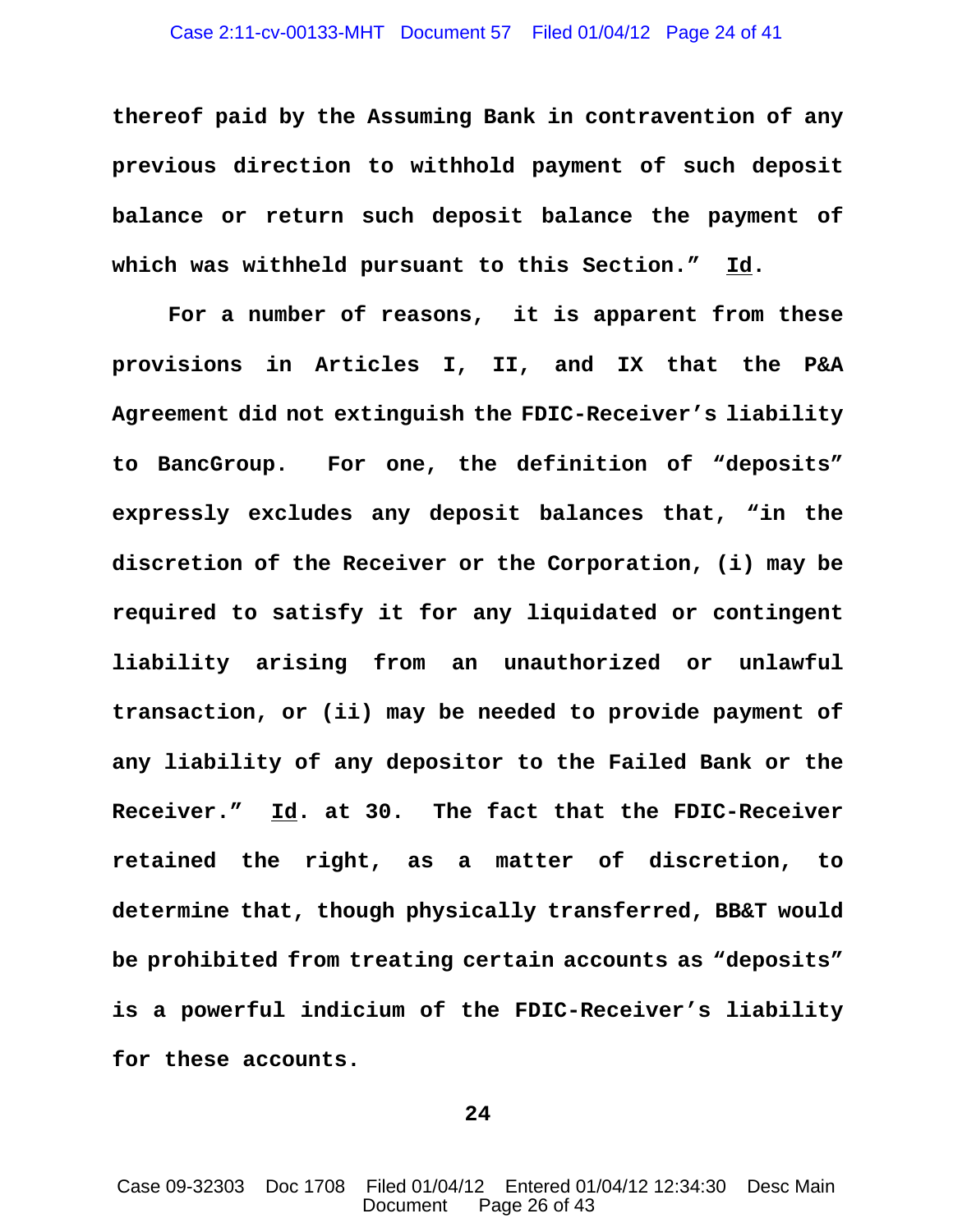**thereof paid by the Assuming Bank in contravention of any previous direction to withhold payment of such deposit balance or return such deposit balance the payment of which was withheld pursuant to this Section."  Id.**

**For a number of reasons, it is apparent from these provisions in Articles I, II, and IX that the P&A Agreement did not extinguish the FDIC-Receiver's liability to BancGroup. For one, the definition of "deposits" expressly excludes any deposit balances that, "in the discretion of the Receiver or the Corporation, (i) may be required to satisfy it for any liquidated or contingent liability arising from an unauthorized or unlawful transaction, or (ii) may be needed to provide payment of any liability of any depositor to the Failed Bank or the Receiver." Id. at 30. The fact that the FDIC-Receiver retained the right, as a matter of discretion, to determine that, though physically transferred, BB&T would be prohibited from treating certain accounts as "deposits" is a powerful indicium of the FDIC-Receiver's liability for these accounts.**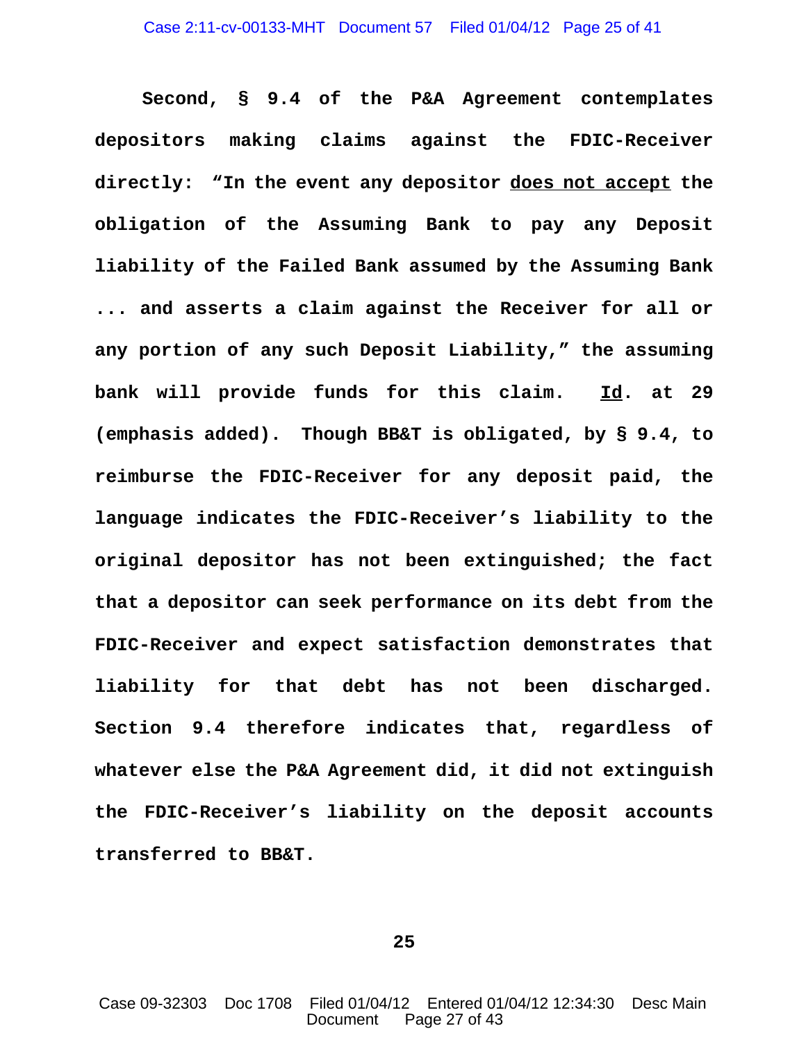**Second, § 9.4 of the P&A Agreement contemplates depositors making claims against the FDIC-Receiver directly: "In the event any depositor <u>does not accept</u> the obligation of the Assuming Bank to pay any Deposit liability of the Failed Bank assumed by the Assuming Bank ... and asserts a claim against the Receiver for all or any portion of any such Deposit Liability," the assuming bank will provide funds for this claim. <u>Id</u>. at 29 (emphasis added). Though BB&T is obligated, by § 9.4, to reimburse the FDIC-Receiver for any deposit paid, the language indicates the FDIC-Receiver's liability to the original depositor has not been extinguished; the fact that a depositor can seek performance on its debt from the FDIC-Receiver and expect satisfaction demonstrates that liability for that debt has not been discharged. Section 9.4 therefore indicates that, regardless of whatever else the P&A Agreement did, it did not extinguish the FDIC-Receiver's liability on the deposit accounts transferred to BB&T.**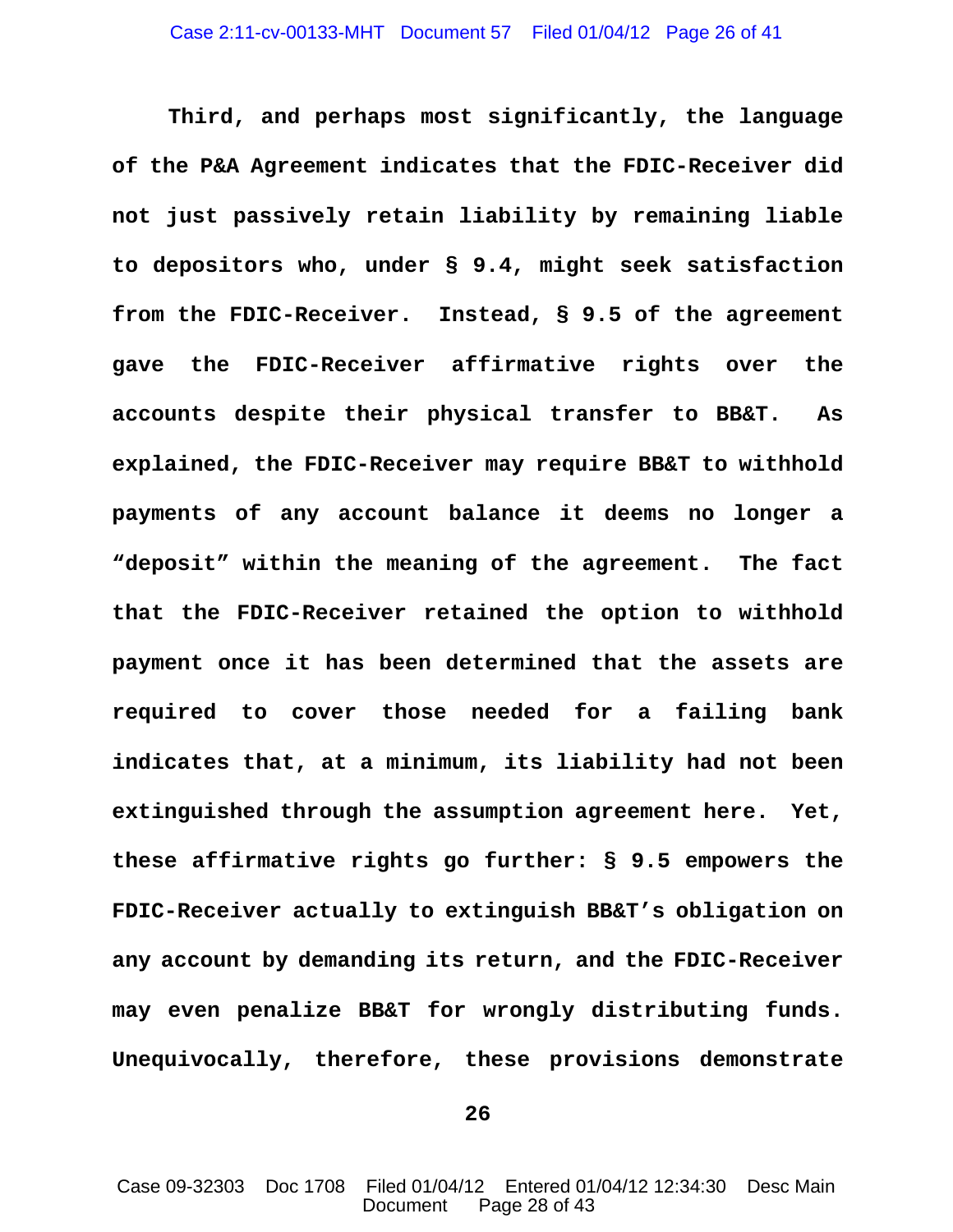Third, and perhaps most significantly, the language of the P&A Agreement indicates that the FDIC-Receiver did not just passively retain liability by remaining liable to depositors who, under § 9.4, might seek satisfaction from the FDIC-Receiver. Instead, § 9.5 of the agreement gave the FDIC-Receiver affirmative rights over the accounts despite their physical transfer to BB&T. As explained, the FDIC-Receiver may require BB&T to withhold payments of any account balance it deems no longer a "deposit" within the meaning of the agreement. The fact that the FDIC-Receiver retained the option to withhold payment once it has been determined that the assets are required to cover those needed for a failing bank indicates that, at a minimum, its liability had not been extinguished through the assumption agreement here. Yet, these affirmative rights go further: § 9.5 empowers the FDIC-Receiver actually to extinguish BB&T's obligation on any account by demanding its return, and the FDIC-Receiver may even penalize BB&T for wrongly distributing funds. Unequivocally, therefore, these provisions demonstrate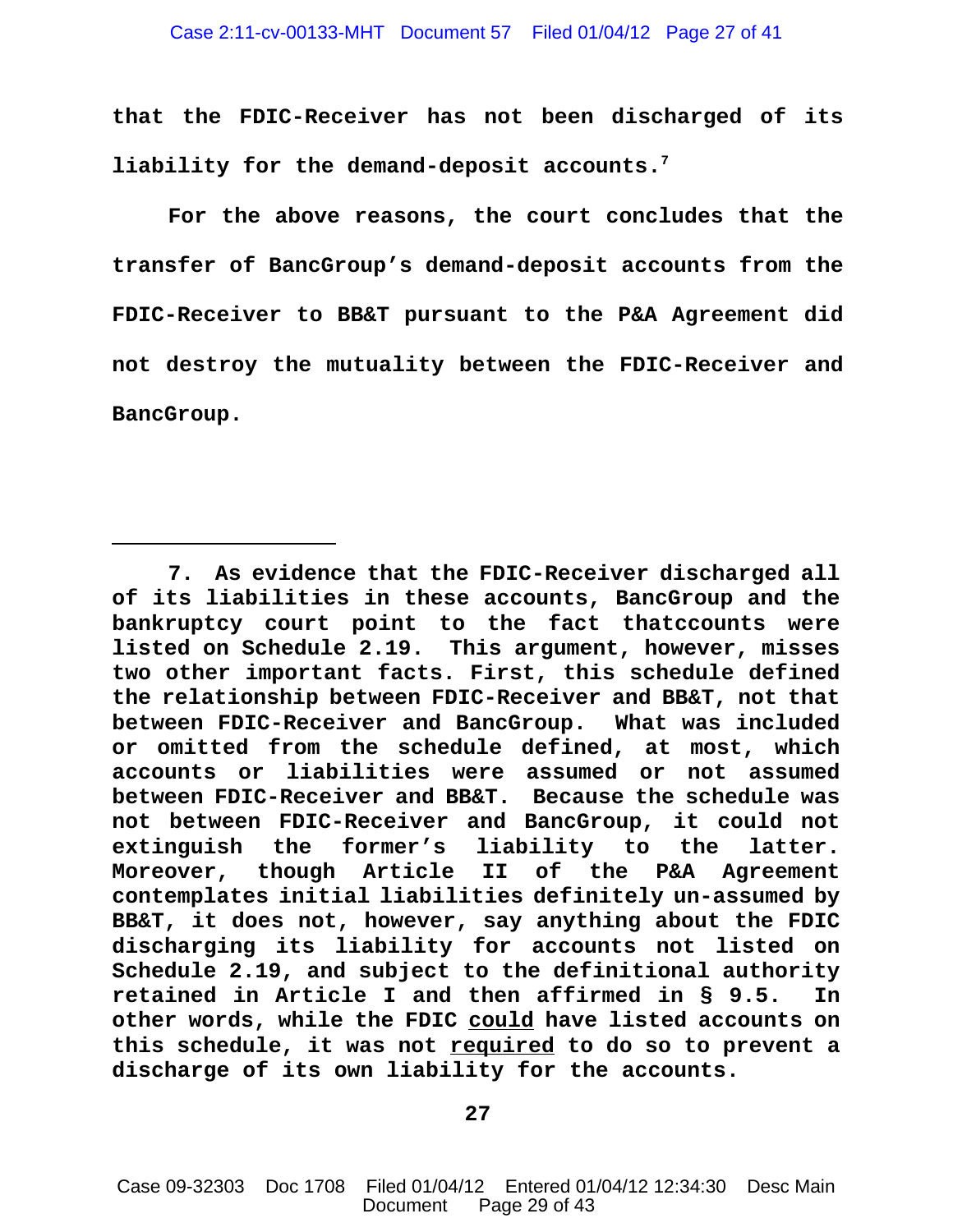that the FDIC-Receiver has not been discharged of its liability for the demand-deposit accounts.[7]

For the above reasons, the court concludes that the transfer of BancGroup's demand-deposit accounts from the FDIC-Receiver to BB&T pursuant to the P&A Agreement did not destroy the mutuality between the FDIC-Receiver and BancGroup.

---

7. As evidence that the FDIC-Receiver discharged all of its liabilities in these accounts, BancGroup and the bankruptcy court point to the fact thatccounts were listed on Schedule 2.19. This argument, however, misses two other important facts. First, this schedule defined the relationship between FDIC-Receiver and BB&T, not that between FDIC-Receiver and BancGroup. What was included or omitted from the schedule defined, at most, which accounts or liabilities were assumed or not assumed between FDIC-Receiver and BB&T. Because the schedule was not between FDIC-Receiver and BancGroup, it could not extinguish the former's liability to the latter. Moreover, though Article II of the P&A Agreement contemplates initial liabilities definitely un-assumed by BB&T, it does not, however, say anything about the FDIC discharging its liability for accounts not listed on Schedule 2.19, and subject to the definitional authority retained in Article I and then affirmed in § 9.5. In other words, while the FDIC <u>could</u> have listed accounts on this schedule, it was not <u>required</u> to do so to prevent a discharge of its own liability for the accounts.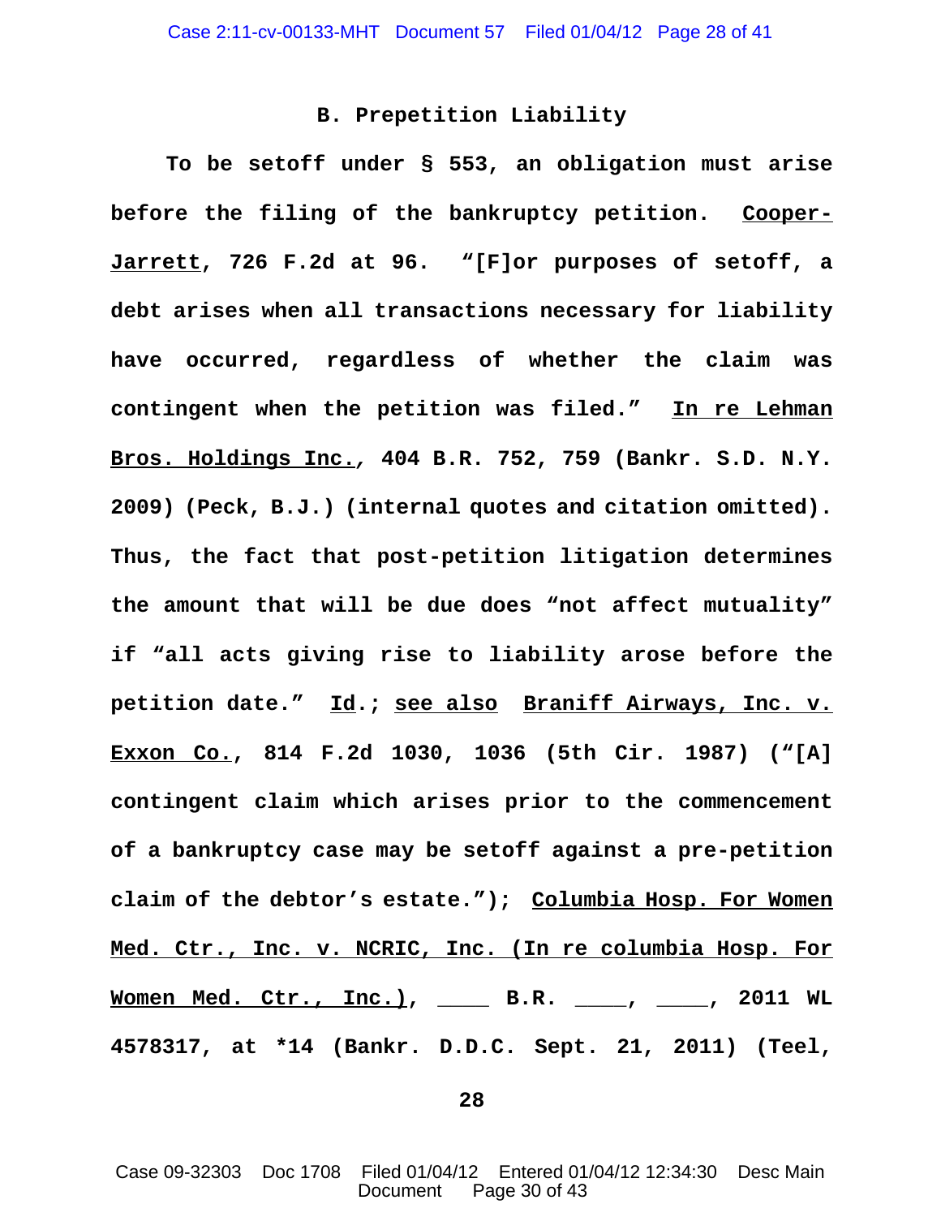**B. Prepetition Liability**

**To be setoff under § 553, an obligation must arise before the filing of the bankruptcy petition. Cooper-Jarrett, 726 F.2d at 96. "[F]or purposes of setoff, a debt arises when all transactions necessary for liability have occurred, regardless of whether the claim was contingent when the petition was filed." In re Lehman Bros. Holdings Inc., 404 B.R. 752, 759 (Bankr. S.D. N.Y. 2009) (Peck, B.J.) (internal quotes and citation omitted). Thus, the fact that post-petition litigation determines the amount that will be due does "not affect mutuality" if "all acts giving rise to liability arose before the petition date." Id.; see also Braniff Airways, Inc. v. Exxon Co., 814 F.2d 1030, 1036 (5th Cir. 1987) ("[A] contingent claim which arises prior to the commencement of a bankruptcy case may be setoff against a pre-petition claim of the debtor's estate."); Columbia Hosp. For Women Med. Ctr., Inc. v. NCRIC, Inc. (In re columbia Hosp. For Women Med. Ctr., Inc.), ____ B.R. ____, ____, 2011 WL 4578317, at *14 (Bankr. D.D.C. Sept. 21, 2011) (Teel,**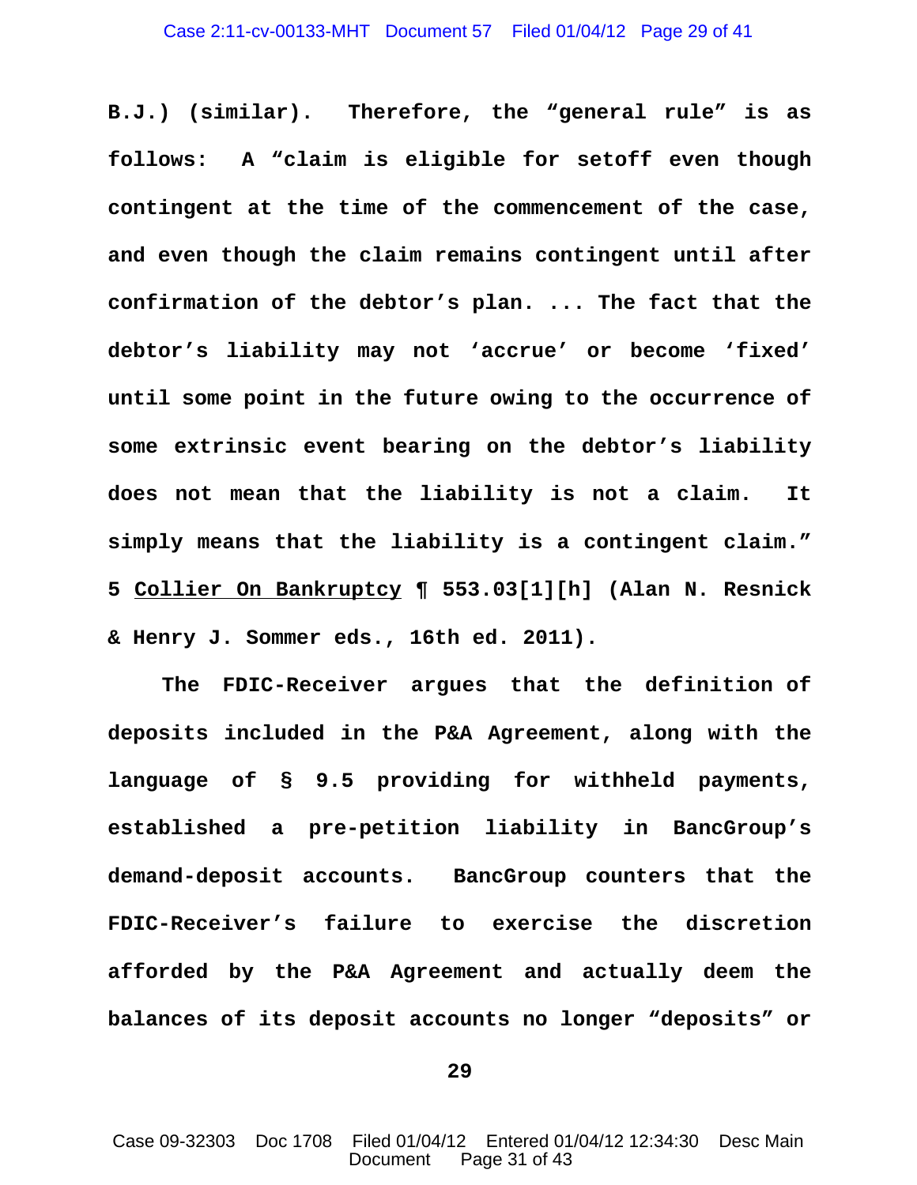**B.J.) (similar). Therefore, the "general rule" is as follows: A "claim is eligible for setoff even though contingent at the time of the commencement of the case, and even though the claim remains contingent until after confirmation of the debtor's plan. ... The fact that the debtor's liability may not 'accrue' or become 'fixed' until some point in the future owing to the occurrence of some extrinsic event bearing on the debtor's liability does not mean that the liability is not a claim. It simply means that the liability is a contingent claim." 5 <u>Collier On Bankruptcy</u> ¶ 553.03[1][h] (Alan N. Resnick & Henry J. Sommer eds., 16th ed. 2011).**

**The FDIC-Receiver argues that the definition of deposits included in the P&A Agreement, along with the language of § 9.5 providing for withheld payments, established a pre-petition liability in BancGroup's demand-deposit accounts. BancGroup counters that the FDIC-Receiver's failure to exercise the discretion afforded by the P&A Agreement and actually deem the balances of its deposit accounts no longer "deposits" or**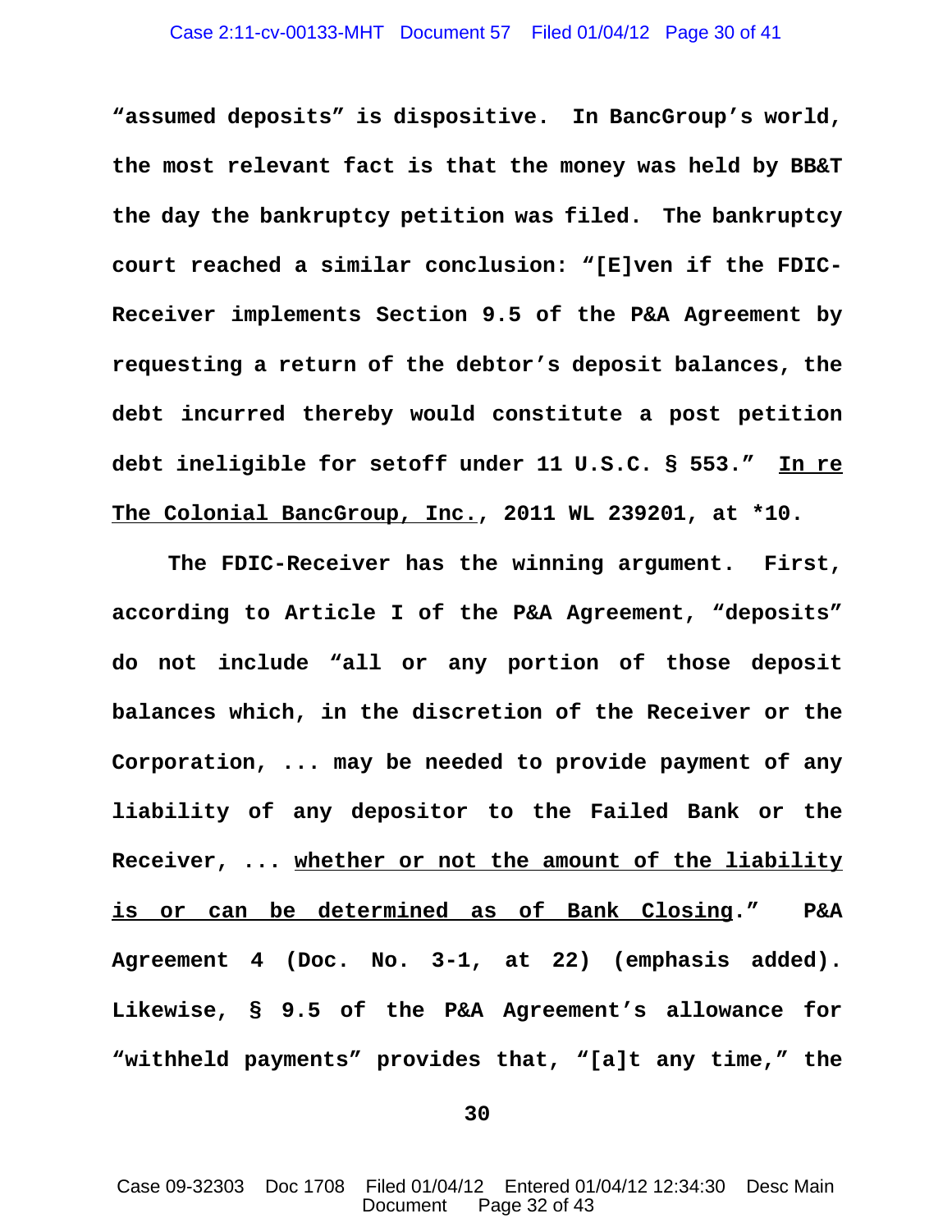**"assumed deposits" is dispositive. In BancGroup's world, the most relevant fact is that the money was held by BB&T the day the bankruptcy petition was filed. The bankruptcy court reached a similar conclusion: "[E]ven if the FDIC-Receiver implements Section 9.5 of the P&A Agreement by requesting a return of the debtor's deposit balances, the debt incurred thereby would constitute a post petition debt ineligible for setoff under 11 U.S.C. § 553." <u>In re The Colonial BancGroup, Inc.</u>, 2011 WL 239201, at *10.**

**The FDIC-Receiver has the winning argument. First, according to Article I of the P&A Agreement, "deposits" do not include "all or any portion of those deposit balances which, in the discretion of the Receiver or the Corporation, ... may be needed to provide payment of any liability of any depositor to the Failed Bank or the Receiver, ... <u>whether or not the amount of the liability is or can be determined as of Bank Closing</u>." P&A Agreement 4 (Doc. No. 3-1, at 22) (emphasis added). Likewise, § 9.5 of the P&A Agreement's allowance for "withheld payments" provides that, "[a]t any time," the**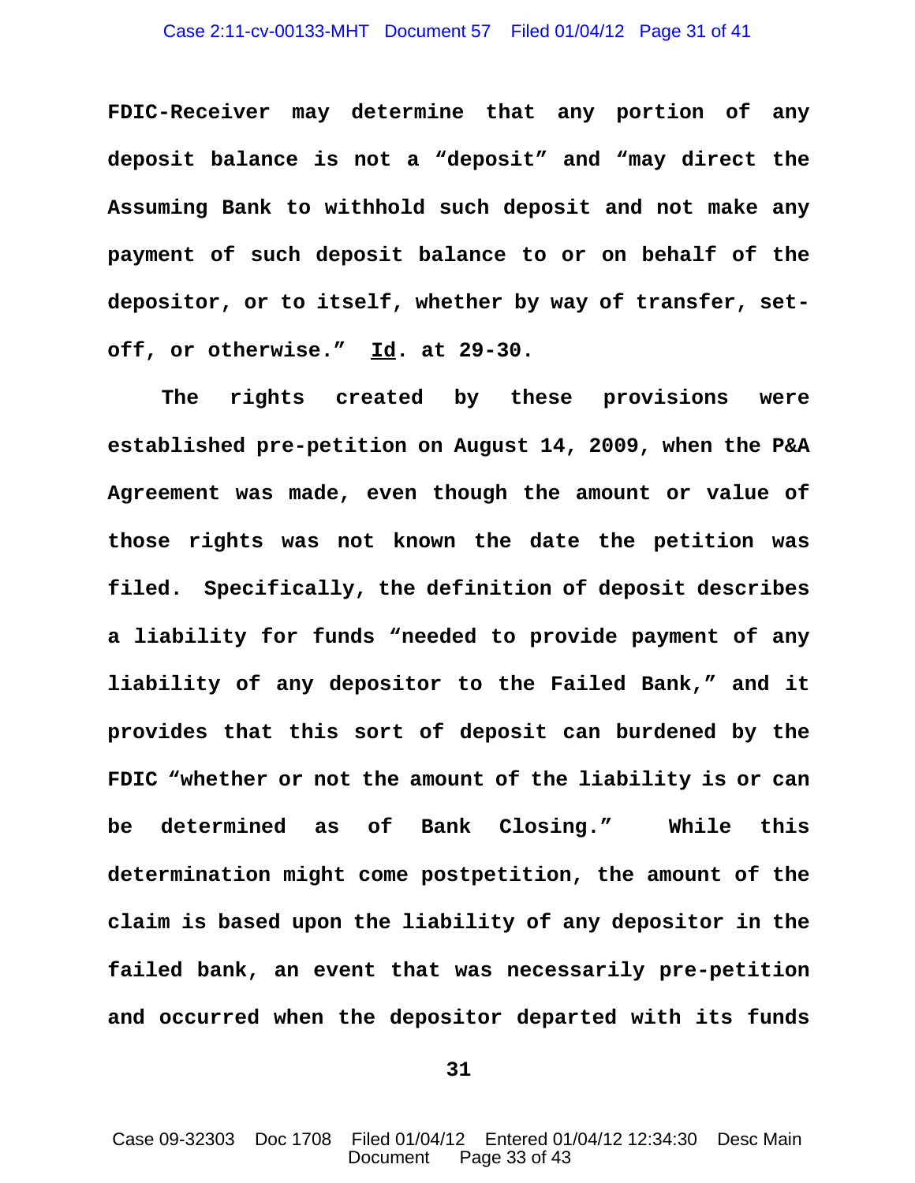**FDIC-Receiver may determine that any portion of any deposit balance is not a "deposit" and "may direct the Assuming Bank to withhold such deposit and not make any payment of such deposit balance to or on behalf of the depositor, or to itself, whether by way of transfer, set-off, or otherwise."  Id. at 29-30.**

**The rights created by these provisions were established pre-petition on August 14, 2009, when the P&A Agreement was made, even though the amount or value of those rights was not known the date the petition was filed.  Specifically, the definition of deposit describes a liability for funds "needed to provide payment of any liability of any depositor to the Failed Bank," and it provides that this sort of deposit can burdened by the FDIC "whether or not the amount of the liability is or can be determined as of Bank Closing."  While this determination might come postpetition, the amount of the claim is based upon the liability of any depositor in the failed bank, an event that was necessarily pre-petition and occurred when the depositor departed with its funds**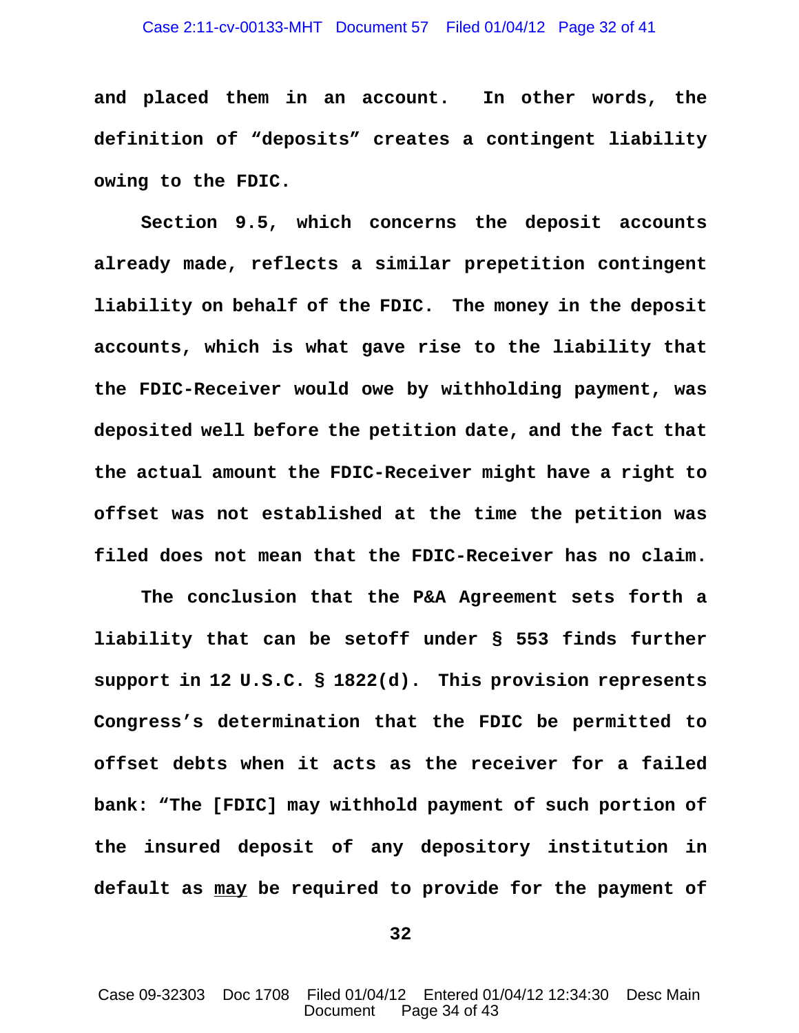**and placed them in an account. In other words, the definition of "deposits" creates a contingent liability owing to the FDIC.**

**Section 9.5, which concerns the deposit accounts already made, reflects a similar prepetition contingent liability on behalf of the FDIC. The money in the deposit accounts, which is what gave rise to the liability that the FDIC-Receiver would owe by withholding payment, was deposited well before the petition date, and the fact that the actual amount the FDIC-Receiver might have a right to offset was not established at the time the petition was filed does not mean that the FDIC-Receiver has no claim.**

**The conclusion that the P&A Agreement sets forth a liability that can be setoff under § 553 finds further support in 12 U.S.C. § 1822(d). This provision represents Congress's determination that the FDIC be permitted to offset debts when it acts as the receiver for a failed bank: "The [FDIC] may withhold payment of such portion of the insured deposit of any depository institution in default as <u>may</u> be required to provide for the payment of**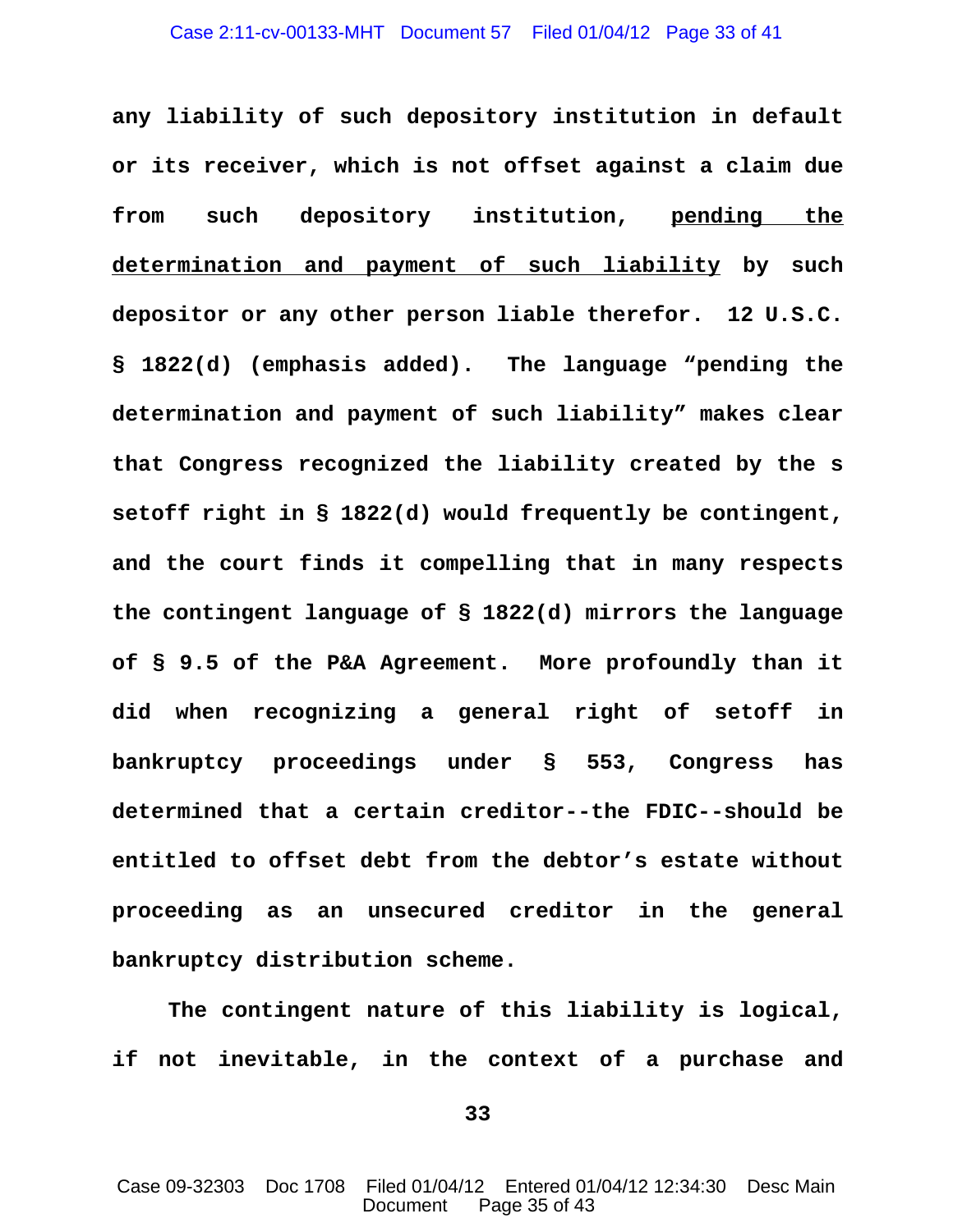**any liability of such depository institution in default or its receiver, which is not offset against a claim due from such depository institution, <u>pending the determination and payment of such liability</u> by such depositor or any other person liable therefor. 12 U.S.C. § 1822(d) (emphasis added). The language "pending the determination and payment of such liability" makes clear that Congress recognized the liability created by the s setoff right in § 1822(d) would frequently be contingent, and the court finds it compelling that in many respects the contingent language of § 1822(d) mirrors the language of § 9.5 of the P&A Agreement. More profoundly than it did when recognizing a general right of setoff in bankruptcy proceedings under § 553, Congress has determined that a certain creditor--the FDIC--should be entitled to offset debt from the debtor's estate without proceeding as an unsecured creditor in the general bankruptcy distribution scheme.**

**The contingent nature of this liability is logical, if not inevitable, in the context of a purchase and**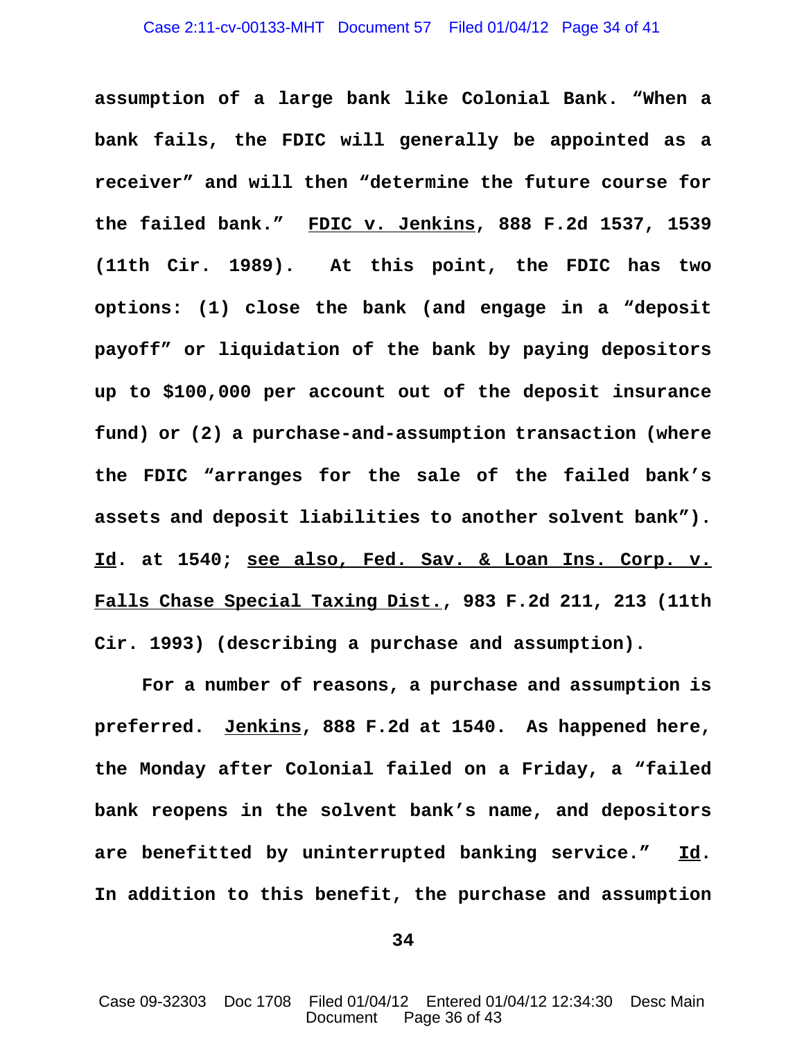**assumption of a large bank like Colonial Bank. "When a bank fails, the FDIC will generally be appointed as a receiver" and will then "determine the future course for the failed bank." <u>FDIC v. Jenkins</u>, 888 F.2d 1537, 1539 (11th Cir. 1989). At this point, the FDIC has two options: (1) close the bank (and engage in a "deposit payoff" or liquidation of the bank by paying depositors up to $100,000 per account out of the deposit insurance fund) or (2) a purchase-and-assumption transaction (where the FDIC "arranges for the sale of the failed bank's assets and deposit liabilities to another solvent bank"). <u>Id</u>. at 1540; <u>see also, Fed. Sav. & Loan Ins. Corp. v. Falls Chase Special Taxing Dist.</u>, 983 F.2d 211, 213 (11th Cir. 1993) (describing a purchase and assumption).**

**For a number of reasons, a purchase and assumption is preferred. <u>Jenkins</u>, 888 F.2d at 1540. As happened here, the Monday after Colonial failed on a Friday, a "failed bank reopens in the solvent bank's name, and depositors are benefitted by uninterrupted banking service." <u>Id</u>. In addition to this benefit, the purchase and assumption**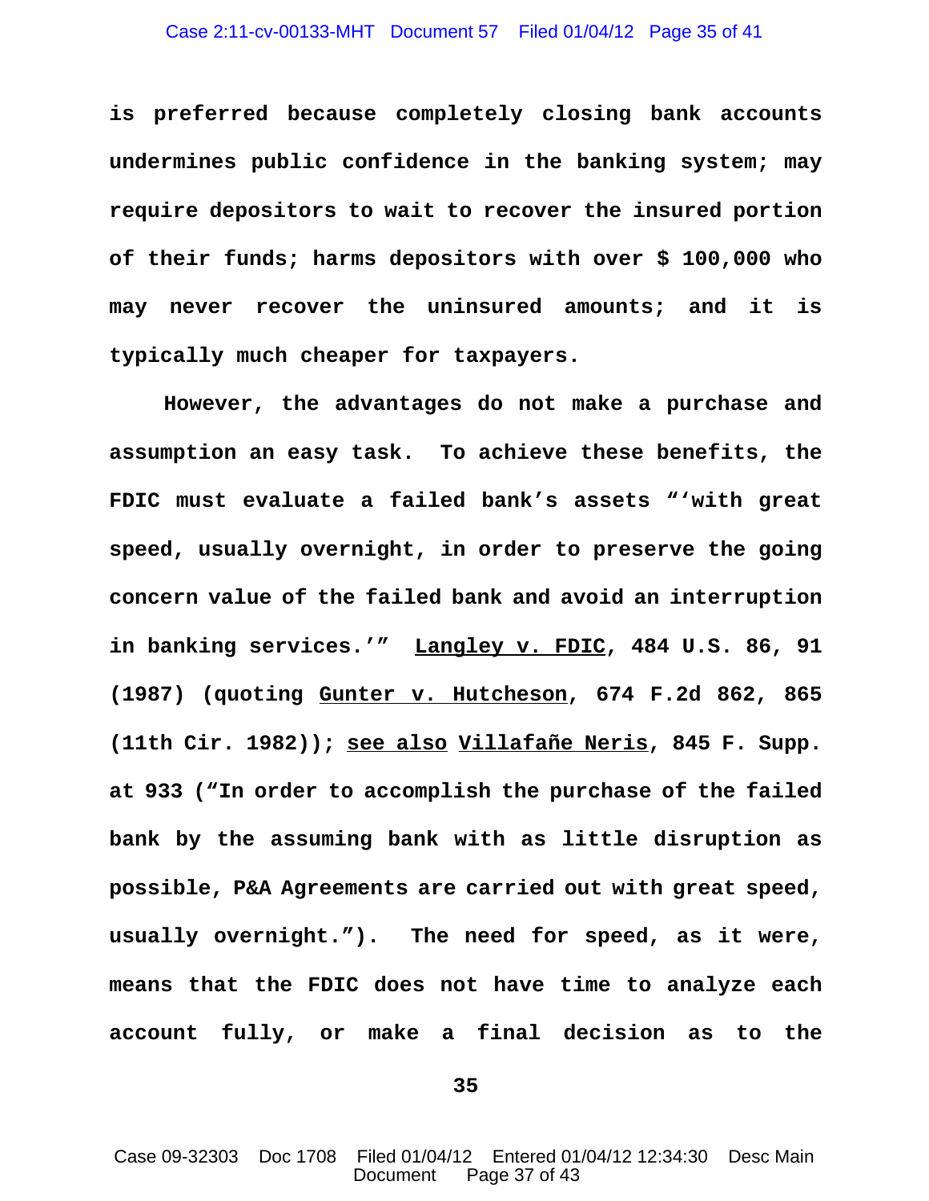**is preferred because completely closing bank accounts undermines public confidence in the banking system; may require depositors to wait to recover the insured portion of their funds; harms depositors with over $ 100,000 who may never recover the uninsured amounts; and it is typically much cheaper for taxpayers.**

**However, the advantages do not make a purchase and assumption an easy task. To achieve these benefits, the FDIC must evaluate a failed bank's assets "'with great speed, usually overnight, in order to preserve the going concern value of the failed bank and avoid an interruption in banking services.'" Langley v. FDIC, 484 U.S. 86, 91 (1987) (quoting Gunter v. Hutcheson, 674 F.2d 862, 865 (11th Cir. 1982)); see also Villafañe Neris, 845 F. Supp. at 933 ("In order to accomplish the purchase of the failed bank by the assuming bank with as little disruption as possible, P&A Agreements are carried out with great speed, usually overnight."). The need for speed, as it were, means that the FDIC does not have time to analyze each account fully, or make a final decision as to the**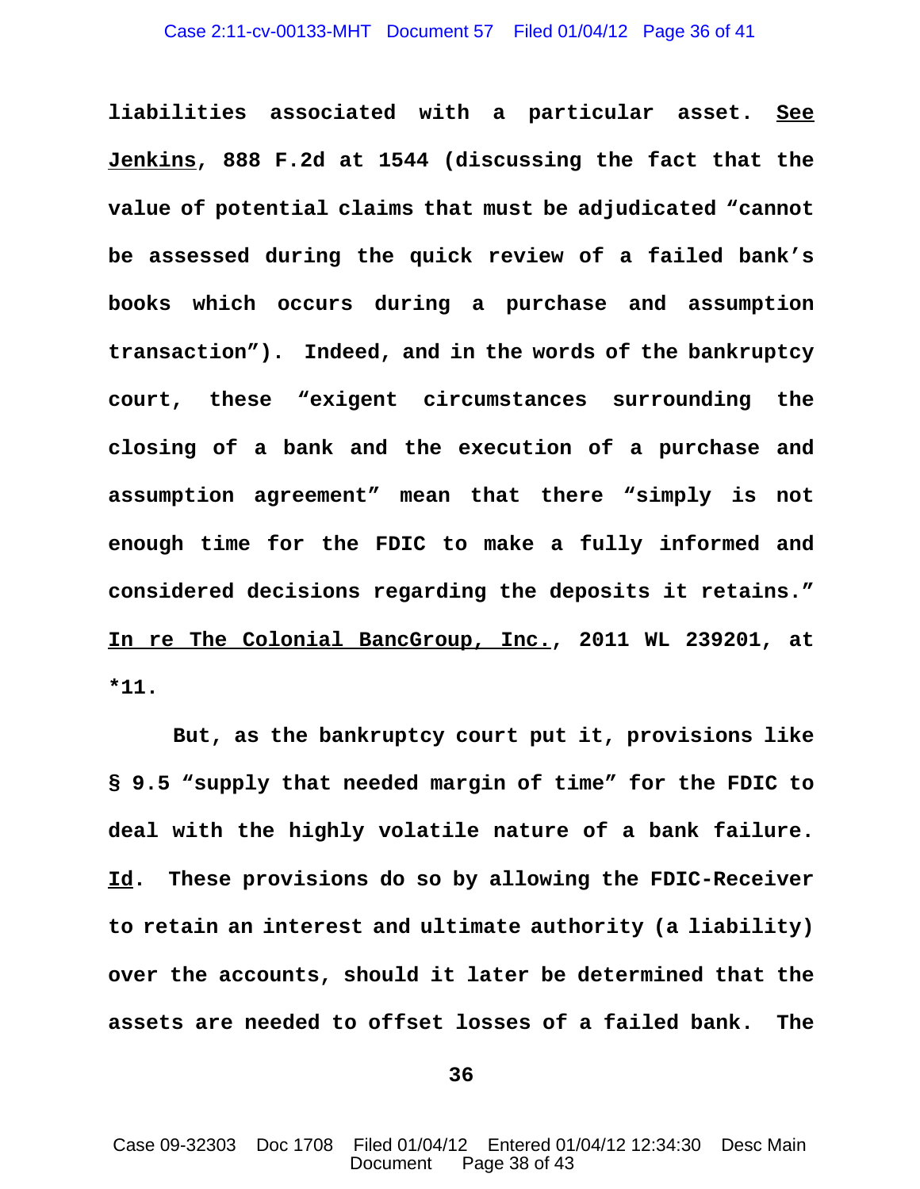**liabilities associated with a particular asset. <u>See</u> <u>Jenkins</u>, 888 F.2d at 1544 (discussing the fact that the value of potential claims that must be adjudicated "cannot be assessed during the quick review of a failed bank's books which occurs during a purchase and assumption transaction"). Indeed, and in the words of the bankruptcy court, these "exigent circumstances surrounding the closing of a bank and the execution of a purchase and assumption agreement" mean that there "simply is not enough time for the FDIC to make a fully informed and considered decisions regarding the deposits it retains." <u>In re The Colonial BancGroup, Inc.</u>, 2011 WL 239201, at *11.**

**But, as the bankruptcy court put it, provisions like § 9.5 "supply that needed margin of time" for the FDIC to deal with the highly volatile nature of a bank failure. <u>Id</u>. These provisions do so by allowing the FDIC-Receiver to retain an interest and ultimate authority (a liability) over the accounts, should it later be determined that the assets are needed to offset losses of a failed bank. The**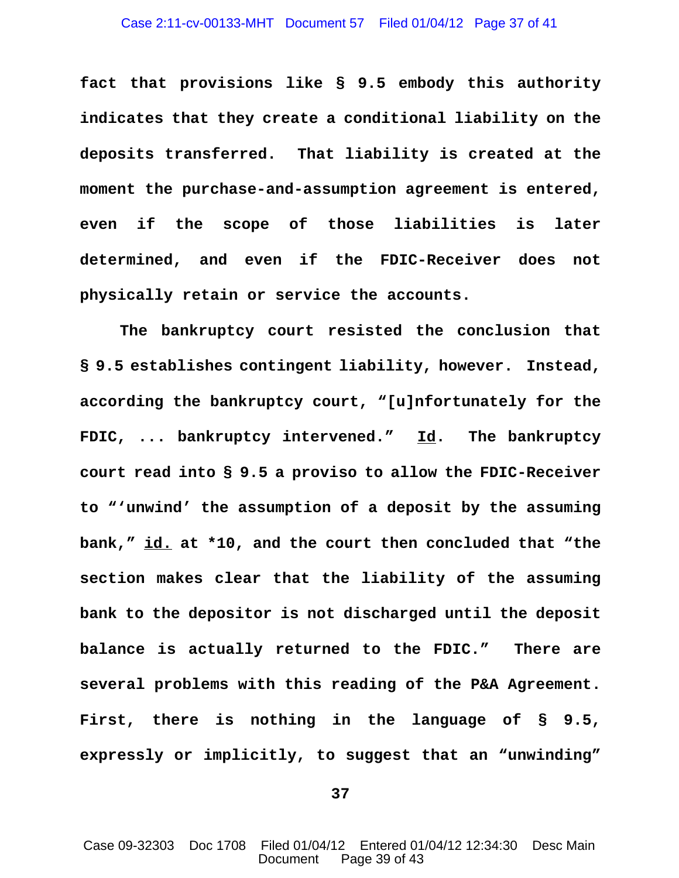**fact that provisions like § 9.5 embody this authority indicates that they create a conditional liability on the deposits transferred. That liability is created at the moment the purchase-and-assumption agreement is entered, even if the scope of those liabilities is later determined, and even if the FDIC-Receiver does not physically retain or service the accounts.**

**The bankruptcy court resisted the conclusion that § 9.5 establishes contingent liability, however. Instead, according the bankruptcy court, "[u]nfortunately for the FDIC, ... bankruptcy intervened." Id. The bankruptcy court read into § 9.5 a proviso to allow the FDIC-Receiver to "'unwind' the assumption of a deposit by the assuming bank," id. at *10, and the court then concluded that "the section makes clear that the liability of the assuming bank to the depositor is not discharged until the deposit balance is actually returned to the FDIC." There are several problems with this reading of the P&A Agreement. First, there is nothing in the language of § 9.5, expressly or implicitly, to suggest that an "unwinding"**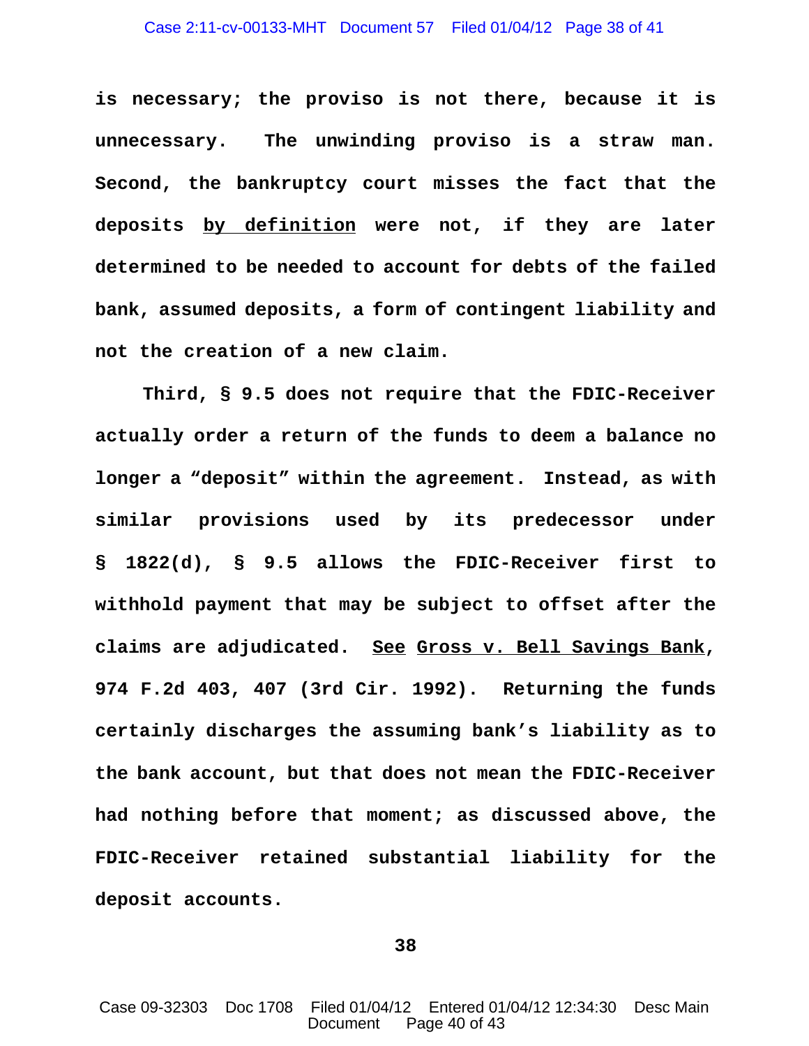**is necessary; the proviso is not there, because it is unnecessary. The unwinding proviso is a straw man. Second, the bankruptcy court misses the fact that the deposits <u>by definition</u> were not, if they are later determined to be needed to account for debts of the failed bank, assumed deposits, a form of contingent liability and not the creation of a new claim.**

**Third, § 9.5 does not require that the FDIC-Receiver actually order a return of the funds to deem a balance no longer a "deposit" within the agreement. Instead, as with similar provisions used by its predecessor under § 1822(d), § 9.5 allows the FDIC-Receiver first to withhold payment that may be subject to offset after the claims are adjudicated. <u>See</u> <u>Gross v. Bell Savings Bank</u>, 974 F.2d 403, 407 (3rd Cir. 1992). Returning the funds certainly discharges the assuming bank's liability as to the bank account, but that does not mean the FDIC-Receiver had nothing before that moment; as discussed above, the FDIC-Receiver retained substantial liability for the deposit accounts.**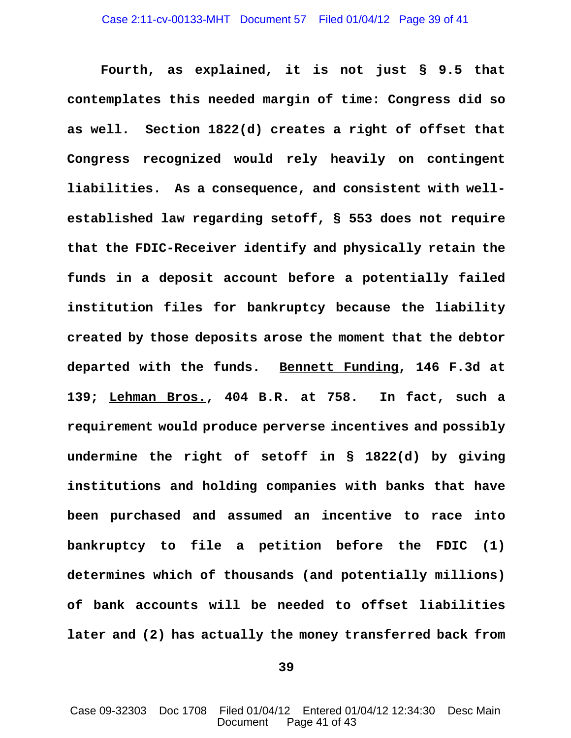**Fourth, as explained, it is not just § 9.5 that contemplates this needed margin of time: Congress did so as well. Section 1822(d) creates a right of offset that Congress recognized would rely heavily on contingent liabilities. As a consequence, and consistent with well-established law regarding setoff, § 553 does not require that the FDIC-Receiver identify and physically retain the funds in a deposit account before a potentially failed institution files for bankruptcy because the liability created by those deposits arose the moment that the debtor departed with the funds. <u>Bennett Funding</u>, 146 F.3d at 139; <u>Lehman Bros.</u>, 404 B.R. at 758. In fact, such a requirement would produce perverse incentives and possibly undermine the right of setoff in § 1822(d) by giving institutions and holding companies with banks that have been purchased and assumed an incentive to race into bankruptcy to file a petition before the FDIC (1) determines which of thousands (and potentially millions) of bank accounts will be needed to offset liabilities later and (2) has actually the money transferred back from**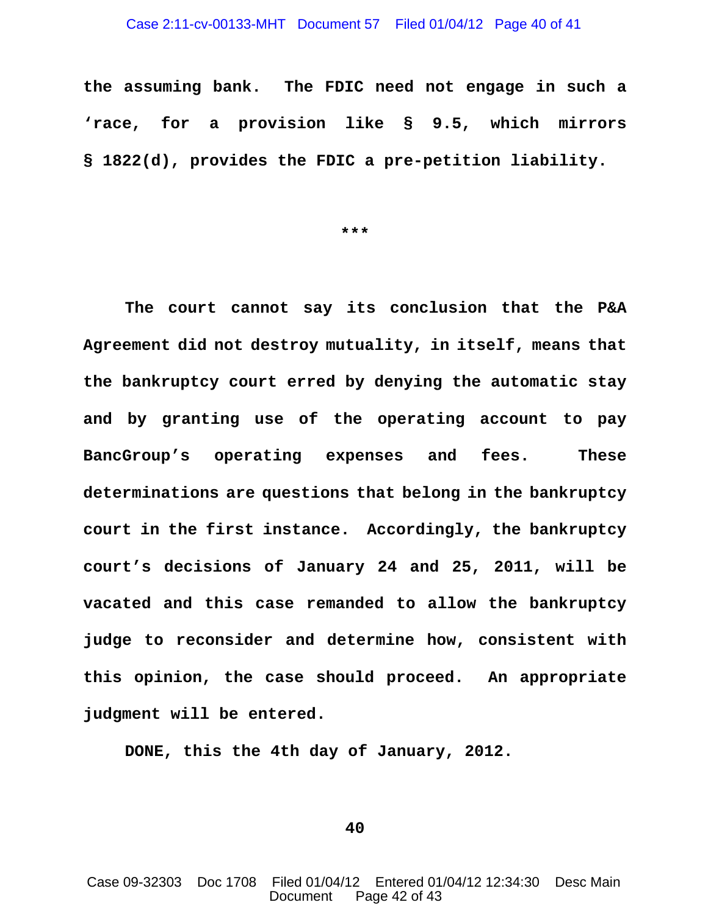the assuming bank. The FDIC need not engage in such a 'race, for a provision like § 9.5, which mirrors § 1822(d), provides the FDIC a pre-petition liability.

***

The court cannot say its conclusion that the P&A Agreement did not destroy mutuality, in itself, means that the bankruptcy court erred by denying the automatic stay and by granting use of the operating account to pay BancGroup's operating expenses and fees. These determinations are questions that belong in the bankruptcy court in the first instance. Accordingly, the bankruptcy court's decisions of January 24 and 25, 2011, will be vacated and this case remanded to allow the bankruptcy judge to reconsider and determine how, consistent with this opinion, the case should proceed. An appropriate judgment will be entered.

DONE, this the 4th day of January, 2012.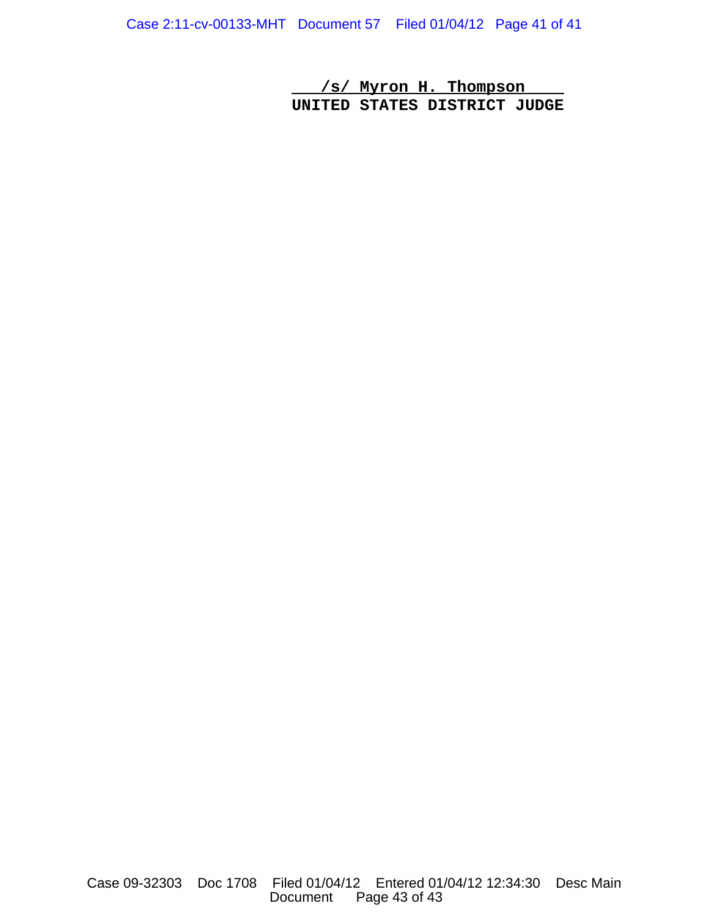/s/ Myron H. Thompson
**UNITED STATES DISTRICT JUDGE**